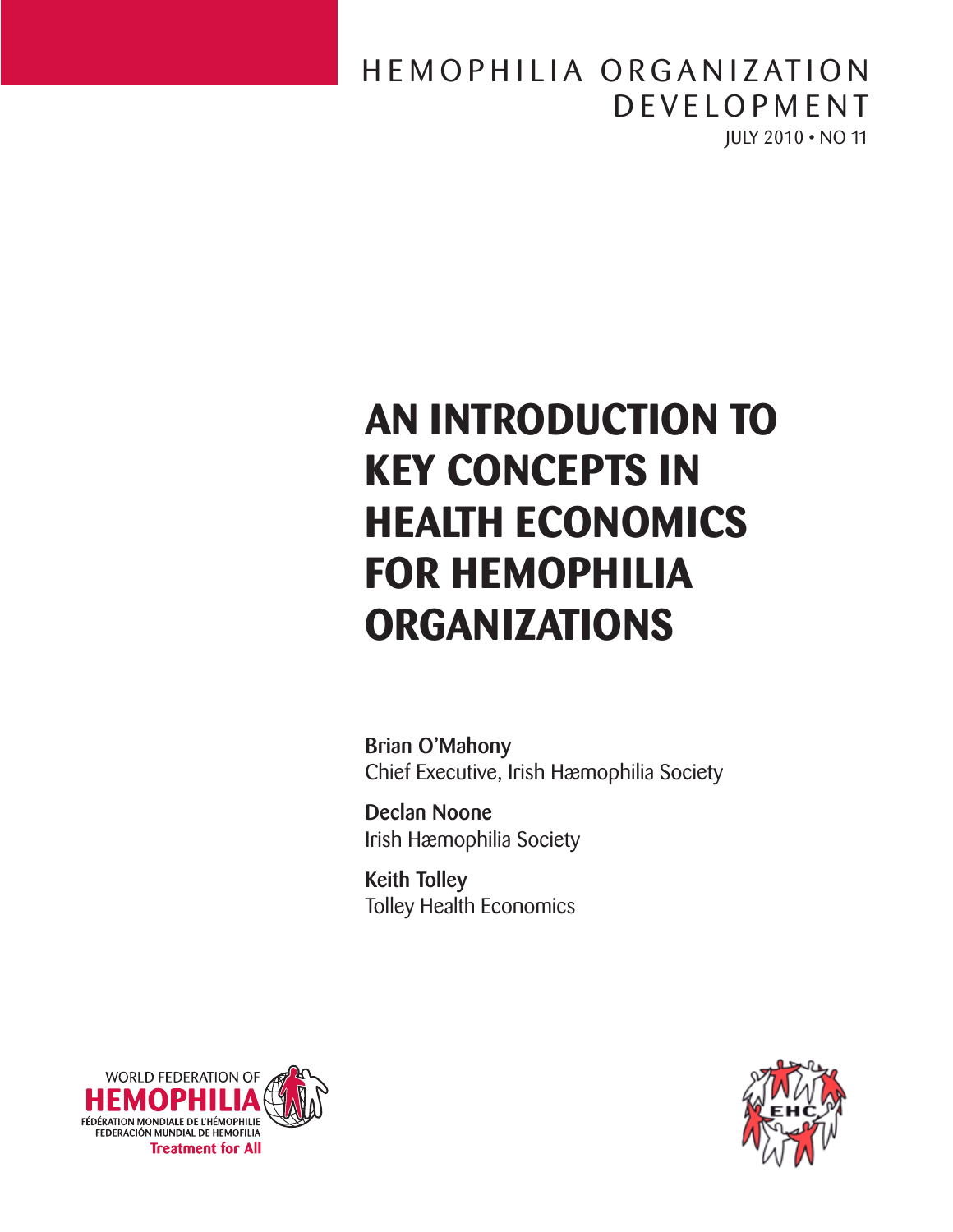HEMOPHILIA ORGANIZATION DEVELOPMENT

JULY 2010 • NO 11

# AN INTRODUCTION TO KEY CONCEPTS IN HEALTH ECONOMICS FOR HEMOPHILIA ORGANIZATIONS

**Brian O'Mahony**
Chief Executive, Irish Hæmophilia Society

**Declan Noone**
Irish Hæmophilia Society

**Keith Tolley**
Tolley Health Economics

WORLD FEDERATION OF HEMOPHILIA
FÉDÉRATION MONDIALE DE L'HÉMOPHILIE
FEDERACIÓN MUNDIAL DE HEMOFILIA
Treatment for All

EHC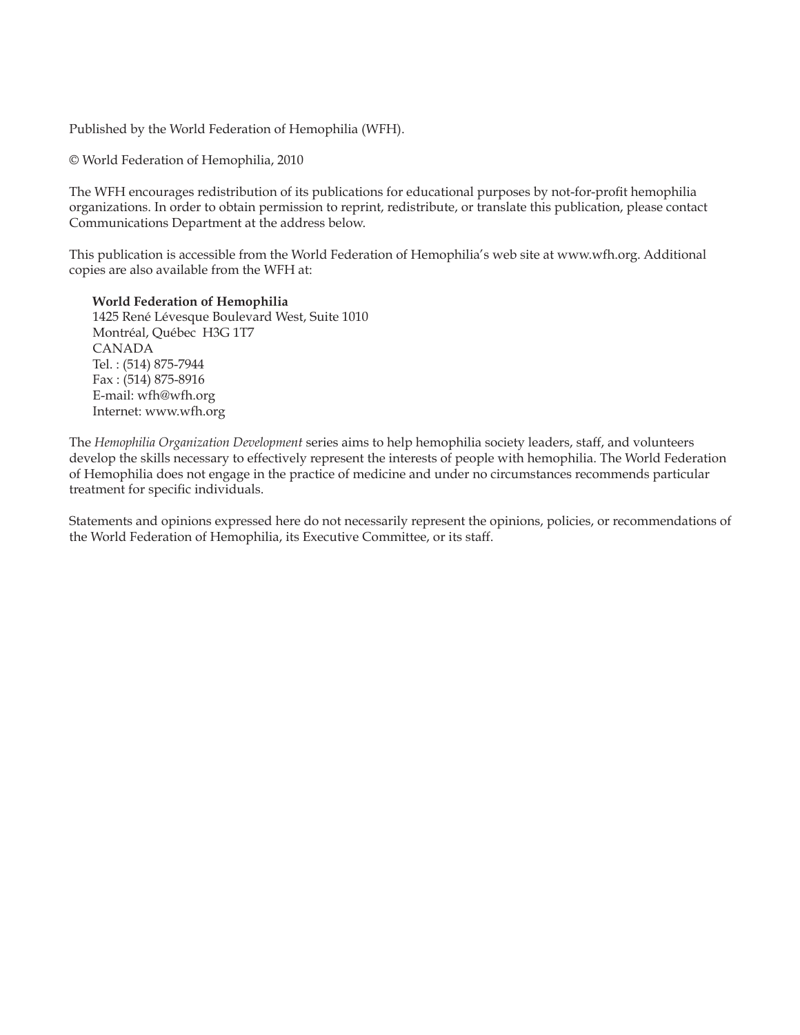Published by the World Federation of Hemophilia (WFH).

© World Federation of Hemophilia, 2010

The WFH encourages redistribution of its publications for educational purposes by not-for-profit hemophilia organizations. In order to obtain permission to reprint, redistribute, or translate this publication, please contact Communications Department at the address below.

This publication is accessible from the World Federation of Hemophilia's web site at www.wfh.org. Additional copies are also available from the WFH at:

**World Federation of Hemophilia**
1425 René Lévesque Boulevard West, Suite 1010
Montréal, Québec H3G 1T7
CANADA
Tel. : (514) 875-7944
Fax : (514) 875-8916
E-mail: wfh@wfh.org
Internet: www.wfh.org

The *Hemophilia Organization Development* series aims to help hemophilia society leaders, staff, and volunteers develop the skills necessary to effectively represent the interests of people with hemophilia. The World Federation of Hemophilia does not engage in the practice of medicine and under no circumstances recommends particular treatment for specific individuals.

Statements and opinions expressed here do not necessarily represent the opinions, policies, or recommendations of the World Federation of Hemophilia, its Executive Committee, or its staff.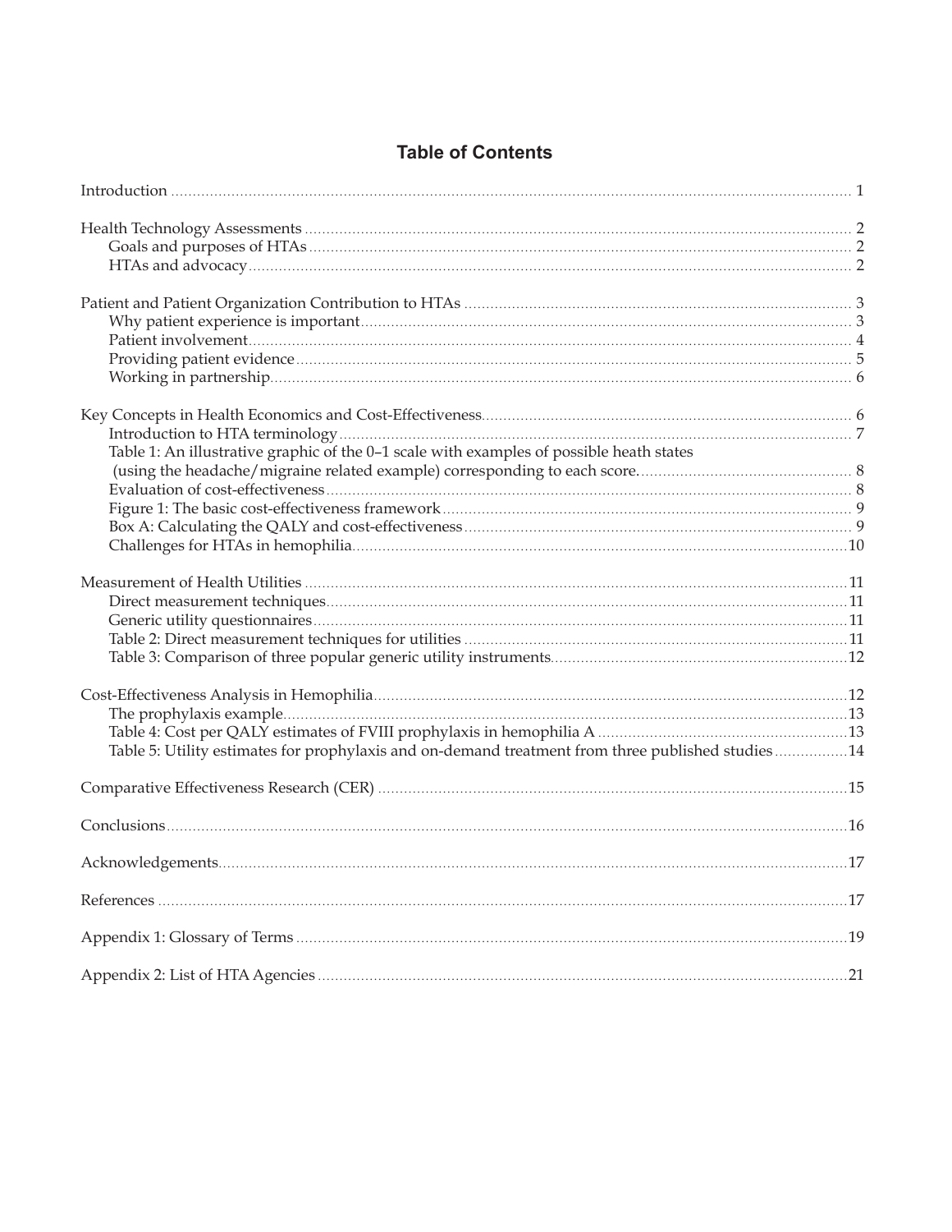# Table of Contents

| | |
|---|---|
| Introduction | 1 |
| | |
| Health Technology Assessments | 2 |
| Goals and purposes of HTAs | 2 |
| HTAs and advocacy | 2 |
| | |
| Patient and Patient Organization Contribution to HTAs | 3 |
| Why patient experience is important | 3 |
| Patient involvement | 4 |
| Providing patient evidence | 5 |
| Working in partnership | 6 |
| | |
| Key Concepts in Health Economics and Cost-Effectiveness | 6 |
| Introduction to HTA terminology | 7 |
| Table 1: An illustrative graphic of the 0–1 scale with examples of possible heath states (using the headache/migraine related example) corresponding to each score. | 8 |
| Evaluation of cost-effectiveness | 8 |
| Figure 1: The basic cost-effectiveness framework | 9 |
| Box A: Calculating the QALY and cost-effectiveness | 9 |
| Challenges for HTAs in hemophilia | 10 |
| | |
| Measurement of Health Utilities | 11 |
| Direct measurement techniques | 11 |
| Generic utility questionnaires | 11 |
| Table 2: Direct measurement techniques for utilities | 11 |
| Table 3: Comparison of three popular generic utility instruments | 12 |
| | |
| Cost-Effectiveness Analysis in Hemophilia | 12 |
| The prophylaxis example | 13 |
| Table 4: Cost per QALY estimates of FVIII prophylaxis in hemophilia A | 13 |
| Table 5: Utility estimates for prophylaxis and on-demand treatment from three published studies | 14 |
| | |
| Comparative Effectiveness Research (CER) | 15 |
| | |
| Conclusions | 16 |
| | |
| Acknowledgements | 17 |
| | |
| References | 17 |
| | |
| Appendix 1: Glossary of Terms | 19 |
| | |
| Appendix 2: List of HTA Agencies | 21 |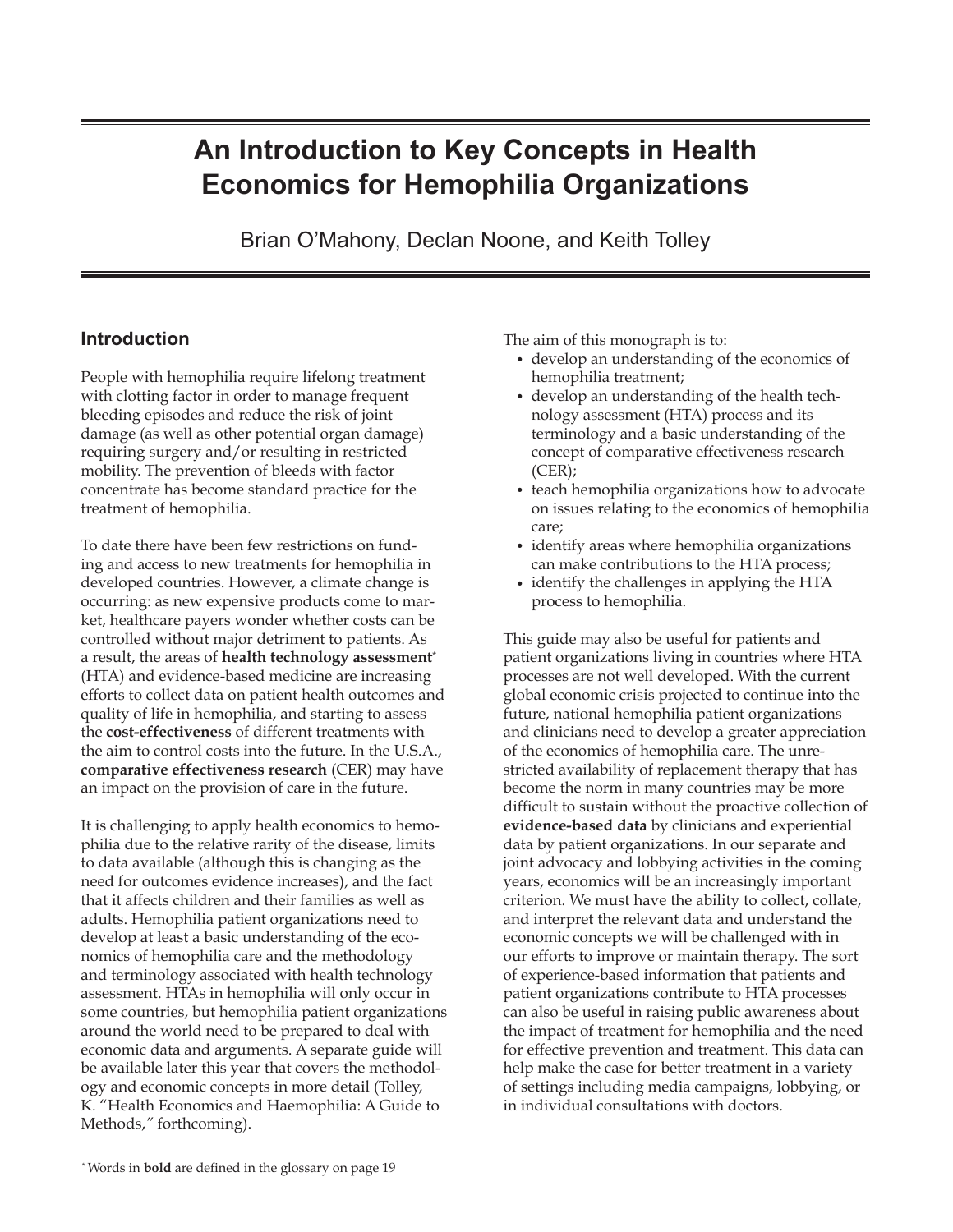# An Introduction to Key Concepts in Health Economics for Hemophilia Organizations

Brian O'Mahony, Declan Noone, and Keith Tolley

## Introduction

People with hemophilia require lifelong treatment with clotting factor in order to manage frequent bleeding episodes and reduce the risk of joint damage (as well as other potential organ damage) requiring surgery and/or resulting in restricted mobility. The prevention of bleeds with factor concentrate has become standard practice for the treatment of hemophilia.

To date there have been few restrictions on funding and access to new treatments for hemophilia in developed countries. However, a climate change is occurring: as new expensive products come to market, healthcare payers wonder whether costs can be controlled without major detriment to patients. As a result, the areas of **health technology assessment**\* (HTA) and evidence-based medicine are increasing efforts to collect data on patient health outcomes and quality of life in hemophilia, and starting to assess the **cost-effectiveness** of different treatments with the aim to control costs into the future. In the U.S.A., **comparative effectiveness research** (CER) may have an impact on the provision of care in the future.

It is challenging to apply health economics to hemophilia due to the relative rarity of the disease, limits to data available (although this is changing as the need for outcomes evidence increases), and the fact that it affects children and their families as well as adults. Hemophilia patient organizations need to develop at least a basic understanding of the economics of hemophilia care and the methodology and terminology associated with health technology assessment. HTAs in hemophilia will only occur in some countries, but hemophilia patient organizations around the world need to be prepared to deal with economic data and arguments. A separate guide will be available later this year that covers the methodology and economic concepts in more detail (Tolley, K. "Health Economics and Haemophilia: A Guide to Methods," forthcoming).

The aim of this monograph is to:

- develop an understanding of the economics of hemophilia treatment;
- develop an understanding of the health technology assessment (HTA) process and its terminology and a basic understanding of the concept of comparative effectiveness research (CER);
- teach hemophilia organizations how to advocate on issues relating to the economics of hemophilia care;
- identify areas where hemophilia organizations can make contributions to the HTA process;
- identify the challenges in applying the HTA process to hemophilia.

This guide may also be useful for patients and patient organizations living in countries where HTA processes are not well developed. With the current global economic crisis projected to continue into the future, national hemophilia patient organizations and clinicians need to develop a greater appreciation of the economics of hemophilia care. The unrestricted availability of replacement therapy that has become the norm in many countries may be more difficult to sustain without the proactive collection of **evidence-based data** by clinicians and experiential data by patient organizations. In our separate and joint advocacy and lobbying activities in the coming years, economics will be an increasingly important criterion. We must have the ability to collect, collate, and interpret the relevant data and understand the economic concepts we will be challenged with in our efforts to improve or maintain therapy. The sort of experience-based information that patients and patient organizations contribute to HTA processes can also be useful in raising public awareness about the impact of treatment for hemophilia and the need for effective prevention and treatment. This data can help make the case for better treatment in a variety of settings including media campaigns, lobbying, or in individual consultations with doctors.

\* Words in **bold** are defined in the glossary on page 19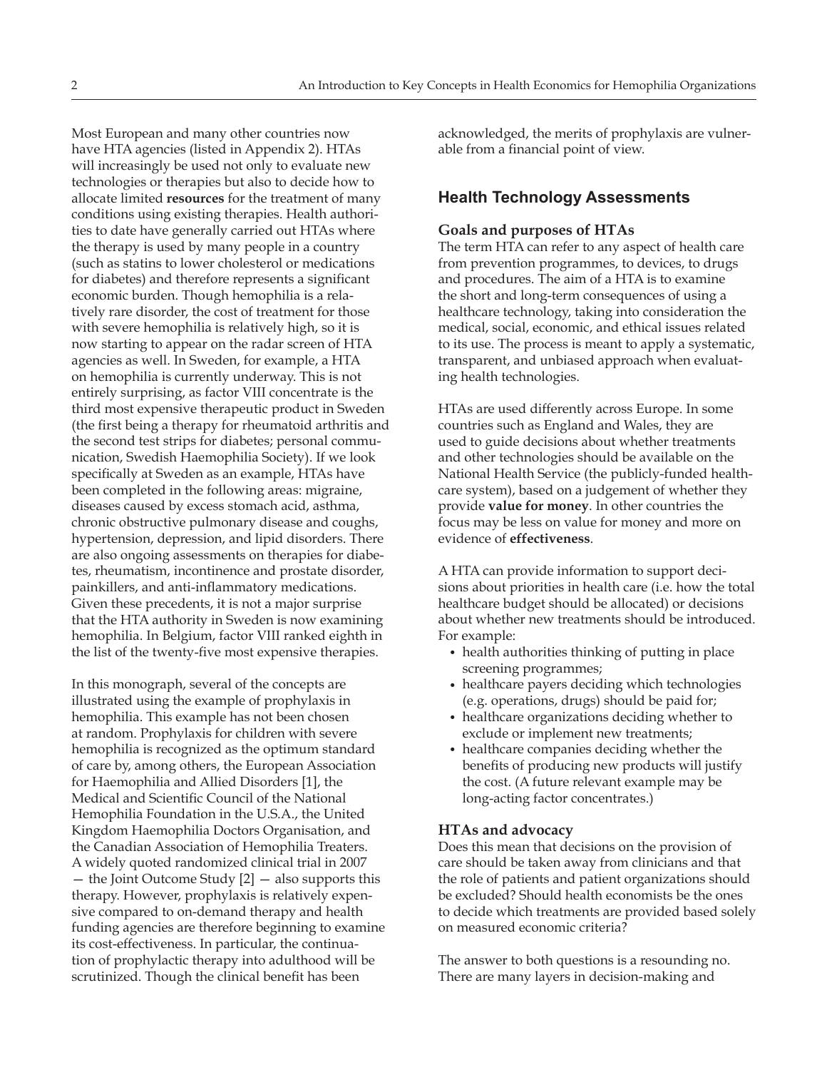Most European and many other countries now have HTA agencies (listed in Appendix 2). HTAs will increasingly be used not only to evaluate new technologies or therapies but also to decide how to allocate limited **resources** for the treatment of many conditions using existing therapies. Health authorities to date have generally carried out HTAs where the therapy is used by many people in a country (such as statins to lower cholesterol or medications for diabetes) and therefore represents a significant economic burden. Though hemophilia is a relatively rare disorder, the cost of treatment for those with severe hemophilia is relatively high, so it is now starting to appear on the radar screen of HTA agencies as well. In Sweden, for example, a HTA on hemophilia is currently underway. This is not entirely surprising, as factor VIII concentrate is the third most expensive therapeutic product in Sweden (the first being a therapy for rheumatoid arthritis and the second test strips for diabetes; personal communication, Swedish Haemophilia Society). If we look specifically at Sweden as an example, HTAs have been completed in the following areas: migraine, diseases caused by excess stomach acid, asthma, chronic obstructive pulmonary disease and coughs, hypertension, depression, and lipid disorders. There are also ongoing assessments on therapies for diabetes, rheumatism, incontinence and prostate disorder, painkillers, and anti-inflammatory medications. Given these precedents, it is not a major surprise that the HTA authority in Sweden is now examining hemophilia. In Belgium, factor VIII ranked eighth in the list of the twenty-five most expensive therapies.

In this monograph, several of the concepts are illustrated using the example of prophylaxis in hemophilia. This example has not been chosen at random. Prophylaxis for children with severe hemophilia is recognized as the optimum standard of care by, among others, the European Association for Haemophilia and Allied Disorders [1], the Medical and Scientific Council of the National Hemophilia Foundation in the U.S.A., the United Kingdom Haemophilia Doctors Organisation, and the Canadian Association of Hemophilia Treaters. A widely quoted randomized clinical trial in 2007 — the Joint Outcome Study [2] — also supports this therapy. However, prophylaxis is relatively expensive compared to on-demand therapy and health funding agencies are therefore beginning to examine its cost-effectiveness. In particular, the continuation of prophylactic therapy into adulthood will be scrutinized. Though the clinical benefit has been acknowledged, the merits of prophylaxis are vulnerable from a financial point of view.

## Health Technology Assessments

### Goals and purposes of HTAs

The term HTA can refer to any aspect of health care from prevention programmes, to devices, to drugs and procedures. The aim of a HTA is to examine the short and long-term consequences of using a healthcare technology, taking into consideration the medical, social, economic, and ethical issues related to its use. The process is meant to apply a systematic, transparent, and unbiased approach when evaluating health technologies.

HTAs are used differently across Europe. In some countries such as England and Wales, they are used to guide decisions about whether treatments and other technologies should be available on the National Health Service (the publicly-funded healthcare system), based on a judgement of whether they provide **value for money**. In other countries the focus may be less on value for money and more on evidence of **effectiveness**.

A HTA can provide information to support decisions about priorities in health care (i.e. how the total healthcare budget should be allocated) or decisions about whether new treatments should be introduced. For example:

- health authorities thinking of putting in place screening programmes;
- healthcare payers deciding which technologies (e.g. operations, drugs) should be paid for;
- healthcare organizations deciding whether to exclude or implement new treatments;
- healthcare companies deciding whether the benefits of producing new products will justify the cost. (A future relevant example may be long-acting factor concentrates.)

### HTAs and advocacy

Does this mean that decisions on the provision of care should be taken away from clinicians and that the role of patients and patient organizations should be excluded? Should health economists be the ones to decide which treatments are provided based solely on measured economic criteria?

The answer to both questions is a resounding no. There are many layers in decision-making and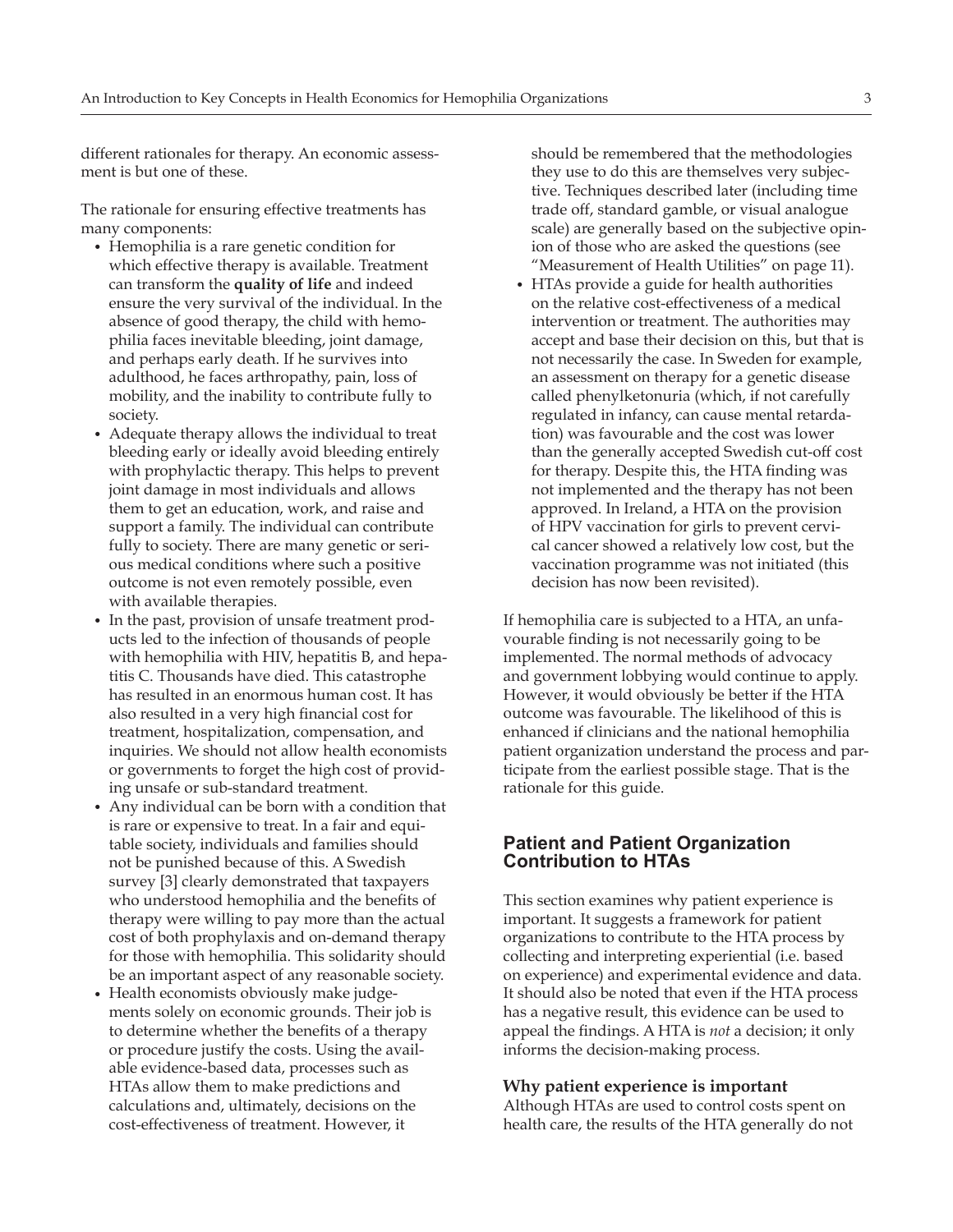different rationales for therapy. An economic assessment is but one of these.

The rationale for ensuring effective treatments has many components:

- Hemophilia is a rare genetic condition for which effective therapy is available. Treatment can transform the **quality of life** and indeed ensure the very survival of the individual. In the absence of good therapy, the child with hemophilia faces inevitable bleeding, joint damage, and perhaps early death. If he survives into adulthood, he faces arthropathy, pain, loss of mobility, and the inability to contribute fully to society.
- Adequate therapy allows the individual to treat bleeding early or ideally avoid bleeding entirely with prophylactic therapy. This helps to prevent joint damage in most individuals and allows them to get an education, work, and raise and support a family. The individual can contribute fully to society. There are many genetic or serious medical conditions where such a positive outcome is not even remotely possible, even with available therapies.
- In the past, provision of unsafe treatment products led to the infection of thousands of people with hemophilia with HIV, hepatitis B, and hepatitis C. Thousands have died. This catastrophe has resulted in an enormous human cost. It has also resulted in a very high financial cost for treatment, hospitalization, compensation, and inquiries. We should not allow health economists or governments to forget the high cost of providing unsafe or sub-standard treatment.
- Any individual can be born with a condition that is rare or expensive to treat. In a fair and equitable society, individuals and families should not be punished because of this. A Swedish survey [3] clearly demonstrated that taxpayers who understood hemophilia and the benefits of therapy were willing to pay more than the actual cost of both prophylaxis and on-demand therapy for those with hemophilia. This solidarity should be an important aspect of any reasonable society.
- Health economists obviously make judgements solely on economic grounds. Their job is to determine whether the benefits of a therapy or procedure justify the costs. Using the available evidence-based data, processes such as HTAs allow them to make predictions and calculations and, ultimately, decisions on the cost-effectiveness of treatment. However, it should be remembered that the methodologies they use to do this are themselves very subjective. Techniques described later (including time trade off, standard gamble, or visual analogue scale) are generally based on the subjective opinion of those who are asked the questions (see "Measurement of Health Utilities" on page 11).
- HTAs provide a guide for health authorities on the relative cost-effectiveness of a medical intervention or treatment. The authorities may accept and base their decision on this, but that is not necessarily the case. In Sweden for example, an assessment on therapy for a genetic disease called phenylketonuria (which, if not carefully regulated in infancy, can cause mental retardation) was favourable and the cost was lower than the generally accepted Swedish cut-off cost for therapy. Despite this, the HTA finding was not implemented and the therapy has not been approved. In Ireland, a HTA on the provision of HPV vaccination for girls to prevent cervical cancer showed a relatively low cost, but the vaccination programme was not initiated (this decision has now been revisited).

If hemophilia care is subjected to a HTA, an unfavourable finding is not necessarily going to be implemented. The normal methods of advocacy and government lobbying would continue to apply. However, it would obviously be better if the HTA outcome was favourable. The likelihood of this is enhanced if clinicians and the national hemophilia patient organization understand the process and participate from the earliest possible stage. That is the rationale for this guide.

## Patient and Patient Organization Contribution to HTAs

This section examines why patient experience is important. It suggests a framework for patient organizations to contribute to the HTA process by collecting and interpreting experiential (i.e. based on experience) and experimental evidence and data. It should also be noted that even if the HTA process has a negative result, this evidence can be used to appeal the findings. A HTA is *not* a decision; it only informs the decision-making process.

### Why patient experience is important

Although HTAs are used to control costs spent on health care, the results of the HTA generally do not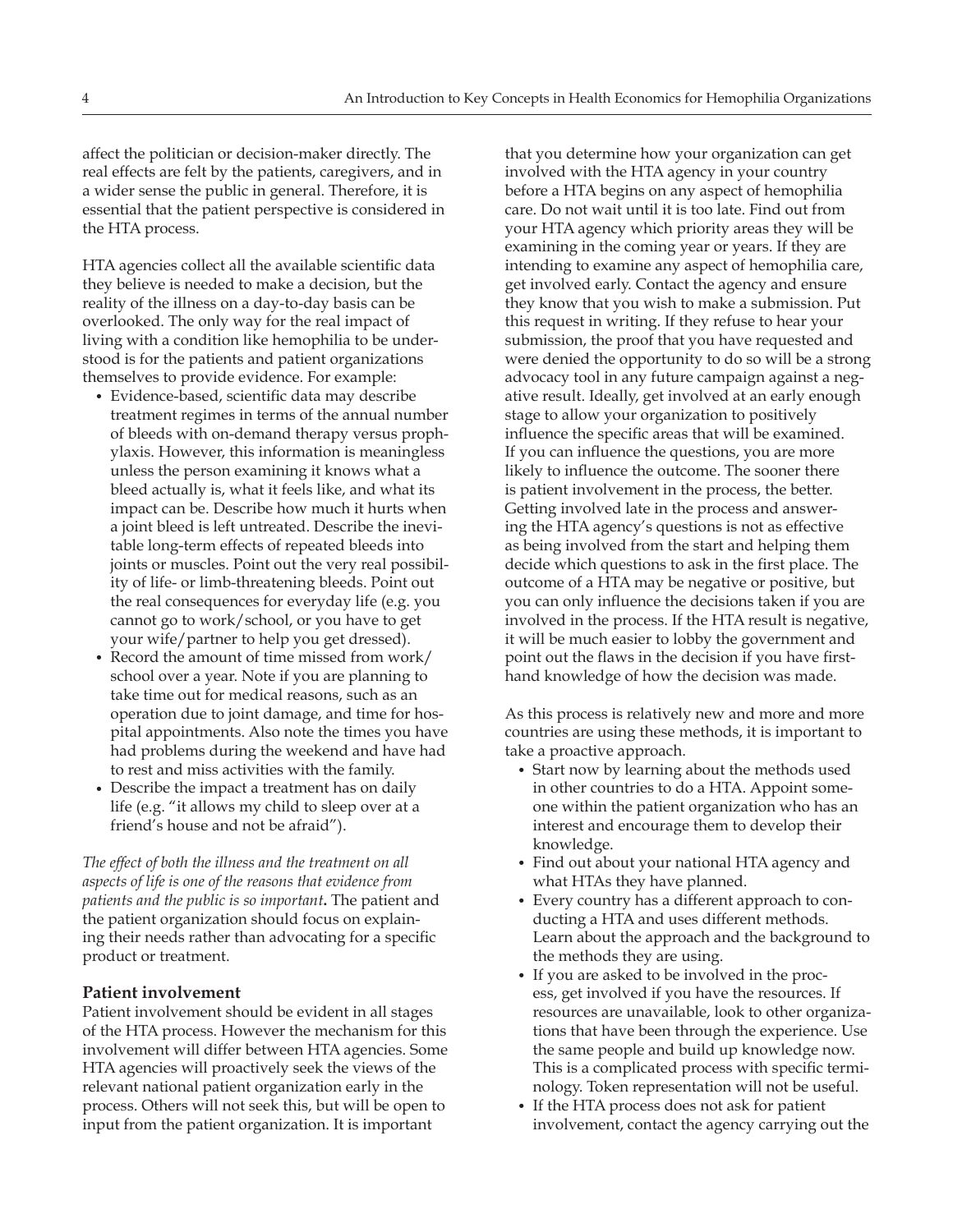affect the politician or decision-maker directly. The real effects are felt by the patients, caregivers, and in a wider sense the public in general. Therefore, it is essential that the patient perspective is considered in the HTA process.

HTA agencies collect all the available scientific data they believe is needed to make a decision, but the reality of the illness on a day-to-day basis can be overlooked. The only way for the real impact of living with a condition like hemophilia to be understood is for the patients and patient organizations themselves to provide evidence. For example:

- Evidence-based, scientific data may describe treatment regimes in terms of the annual number of bleeds with on-demand therapy versus prophylaxis. However, this information is meaningless unless the person examining it knows what a bleed actually is, what it feels like, and what its impact can be. Describe how much it hurts when a joint bleed is left untreated. Describe the inevitable long-term effects of repeated bleeds into joints or muscles. Point out the very real possibility of life- or limb-threatening bleeds. Point out the real consequences for everyday life (e.g. you cannot go to work/school, or you have to get your wife/partner to help you get dressed).
- Record the amount of time missed from work/school over a year. Note if you are planning to take time out for medical reasons, such as an operation due to joint damage, and time for hospital appointments. Also note the times you have had problems during the weekend and have had to rest and miss activities with the family.
- Describe the impact a treatment has on daily life (e.g. "it allows my child to sleep over at a friend's house and not be afraid").

*The effect of both the illness and the treatment on all aspects of life is one of the reasons that evidence from patients and the public is so important***.** The patient and the patient organization should focus on explaining their needs rather than advocating for a specific product or treatment.

### Patient involvement

Patient involvement should be evident in all stages of the HTA process. However the mechanism for this involvement will differ between HTA agencies. Some HTA agencies will proactively seek the views of the relevant national patient organization early in the process. Others will not seek this, but will be open to input from the patient organization. It is important that you determine how your organization can get involved with the HTA agency in your country before a HTA begins on any aspect of hemophilia care. Do not wait until it is too late. Find out from your HTA agency which priority areas they will be examining in the coming year or years. If they are intending to examine any aspect of hemophilia care, get involved early. Contact the agency and ensure they know that you wish to make a submission. Put this request in writing. If they refuse to hear your submission, the proof that you have requested and were denied the opportunity to do so will be a strong advocacy tool in any future campaign against a negative result. Ideally, get involved at an early enough stage to allow your organization to positively influence the specific areas that will be examined. If you can influence the questions, you are more likely to influence the outcome. The sooner there is patient involvement in the process, the better. Getting involved late in the process and answering the HTA agency's questions is not as effective as being involved from the start and helping them decide which questions to ask in the first place. The outcome of a HTA may be negative or positive, but you can only influence the decisions taken if you are involved in the process. If the HTA result is negative, it will be much easier to lobby the government and point out the flaws in the decision if you have first-hand knowledge of how the decision was made.

As this process is relatively new and more and more countries are using these methods, it is important to take a proactive approach.

- Start now by learning about the methods used in other countries to do a HTA. Appoint someone within the patient organization who has an interest and encourage them to develop their knowledge.
- Find out about your national HTA agency and what HTAs they have planned.
- Every country has a different approach to conducting a HTA and uses different methods. Learn about the approach and the background to the methods they are using.
- If you are asked to be involved in the process, get involved if you have the resources. If resources are unavailable, look to other organizations that have been through the experience. Use the same people and build up knowledge now. This is a complicated process with specific terminology. Token representation will not be useful.
- If the HTA process does not ask for patient involvement, contact the agency carrying out the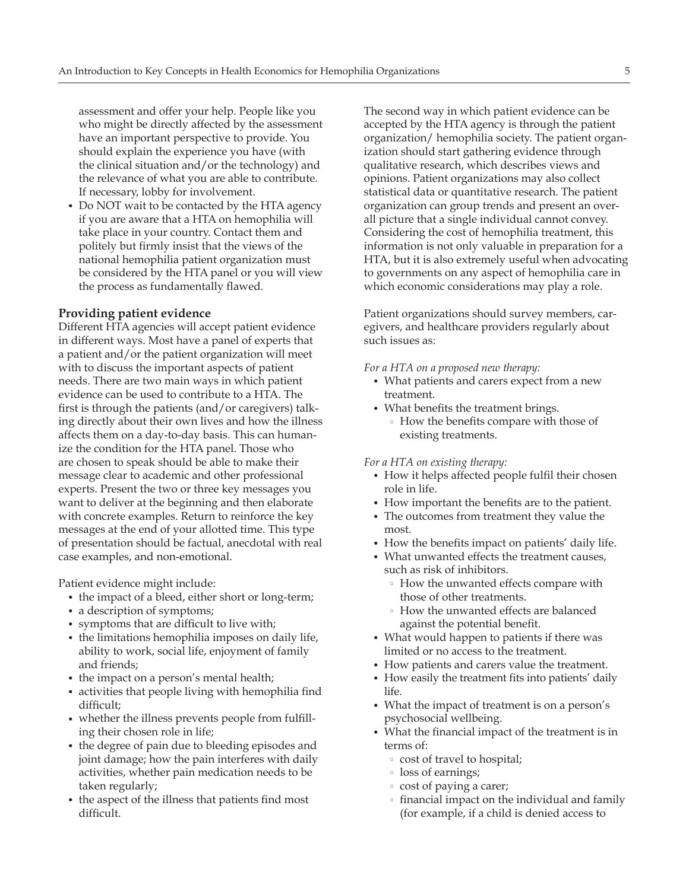assessment and offer your help. People like you who might be directly affected by the assessment have an important perspective to provide. You should explain the experience you have (with the clinical situation and/or the technology) and the relevance of what you are able to contribute. If necessary, lobby for involvement.

- Do NOT wait to be contacted by the HTA agency if you are aware that a HTA on hemophilia will take place in your country. Contact them and politely but firmly insist that the views of the national hemophilia patient organization must be considered by the HTA panel or you will view the process as fundamentally flawed.

### Providing patient evidence

Different HTA agencies will accept patient evidence in different ways. Most have a panel of experts that a patient and/or the patient organization will meet with to discuss the important aspects of patient needs. There are two main ways in which patient evidence can be used to contribute to a HTA. The first is through the patients (and/or caregivers) talking directly about their own lives and how the illness affects them on a day-to-day basis. This can humanize the condition for the HTA panel. Those who are chosen to speak should be able to make their message clear to academic and other professional experts. Present the two or three key messages you want to deliver at the beginning and then elaborate with concrete examples. Return to reinforce the key messages at the end of your allotted time. This type of presentation should be factual, anecdotal with real case examples, and non-emotional.

Patient evidence might include:

- the impact of a bleed, either short or long-term;
- a description of symptoms;
- symptoms that are difficult to live with;
- the limitations hemophilia imposes on daily life, ability to work, social life, enjoyment of family and friends;
- the impact on a person's mental health;
- activities that people living with hemophilia find difficult;
- whether the illness prevents people from fulfilling their chosen role in life;
- the degree of pain due to bleeding episodes and joint damage; how the pain interferes with daily activities, whether pain medication needs to be taken regularly;
- the aspect of the illness that patients find most difficult.

The second way in which patient evidence can be accepted by the HTA agency is through the patient organization/ hemophilia society. The patient organization should start gathering evidence through qualitative research, which describes views and opinions. Patient organizations may also collect statistical data or quantitative research. The patient organization can group trends and present an overall picture that a single individual cannot convey. Considering the cost of hemophilia treatment, this information is not only valuable in preparation for a HTA, but it is also extremely useful when advocating to governments on any aspect of hemophilia care in which economic considerations may play a role.

Patient organizations should survey members, caregivers, and healthcare providers regularly about such issues as:

*For a HTA on a proposed new therapy:*

- What patients and carers expect from a new treatment.
- What benefits the treatment brings.
  - How the benefits compare with those of existing treatments.

*For a HTA on existing therapy:*

- How it helps affected people fulfil their chosen role in life.
- How important the benefits are to the patient.
- The outcomes from treatment they value the most.
- How the benefits impact on patients' daily life.
- What unwanted effects the treatment causes, such as risk of inhibitors.
  - How the unwanted effects compare with those of other treatments.
  - How the unwanted effects are balanced against the potential benefit.
- What would happen to patients if there was limited or no access to the treatment.
- How patients and carers value the treatment.
- How easily the treatment fits into patients' daily life.
- What the impact of treatment is on a person's psychosocial wellbeing.
- What the financial impact of the treatment is in terms of:
  - cost of travel to hospital;
  - loss of earnings;
  - cost of paying a carer;
  - financial impact on the individual and family (for example, if a child is denied access to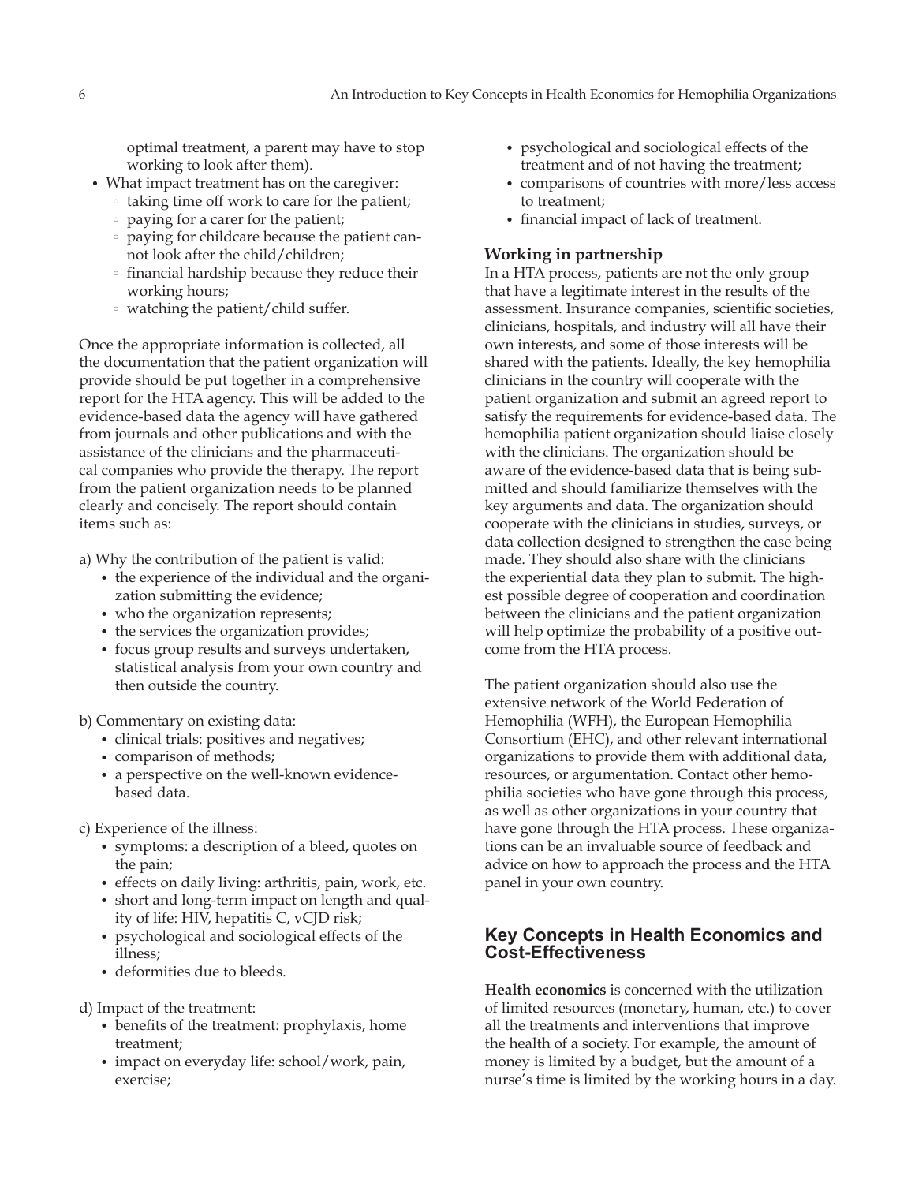optimal treatment, a parent may have to stop working to look after them).

- What impact treatment has on the caregiver:
  - taking time off work to care for the patient;
  - paying for a carer for the patient;
  - paying for childcare because the patient cannot look after the child/children;
  - financial hardship because they reduce their working hours;
  - watching the patient/child suffer.

Once the appropriate information is collected, all the documentation that the patient organization will provide should be put together in a comprehensive report for the HTA agency. This will be added to the evidence-based data the agency will have gathered from journals and other publications and with the assistance of the clinicians and the pharmaceutical companies who provide the therapy. The report from the patient organization needs to be planned clearly and concisely. The report should contain items such as:

a) Why the contribution of the patient is valid:
- the experience of the individual and the organization submitting the evidence;
- who the organization represents;
- the services the organization provides;
- focus group results and surveys undertaken, statistical analysis from your own country and then outside the country.

b) Commentary on existing data:
- clinical trials: positives and negatives;
- comparison of methods;
- a perspective on the well-known evidence-based data.

c) Experience of the illness:
- symptoms: a description of a bleed, quotes on the pain;
- effects on daily living: arthritis, pain, work, etc.
- short and long-term impact on length and quality of life: HIV, hepatitis C, vCJD risk;
- psychological and sociological effects of the illness;
- deformities due to bleeds.

d) Impact of the treatment:
- benefits of the treatment: prophylaxis, home treatment;
- impact on everyday life: school/work, pain, exercise;
- psychological and sociological effects of the treatment and of not having the treatment;
- comparisons of countries with more/less access to treatment;
- financial impact of lack of treatment.

**Working in partnership**

In a HTA process, patients are not the only group that have a legitimate interest in the results of the assessment. Insurance companies, scientific societies, clinicians, hospitals, and industry will all have their own interests, and some of those interests will be shared with the patients. Ideally, the key hemophilia clinicians in the country will cooperate with the patient organization and submit an agreed report to satisfy the requirements for evidence-based data. The hemophilia patient organization should liaise closely with the clinicians. The organization should be aware of the evidence-based data that is being submitted and should familiarize themselves with the key arguments and data. The organization should cooperate with the clinicians in studies, surveys, or data collection designed to strengthen the case being made. They should also share with the clinicians the experiential data they plan to submit. The highest possible degree of cooperation and coordination between the clinicians and the patient organization will help optimize the probability of a positive outcome from the HTA process.

The patient organization should also use the extensive network of the World Federation of Hemophilia (WFH), the European Hemophilia Consortium (EHC), and other relevant international organizations to provide them with additional data, resources, or argumentation. Contact other hemophilia societies who have gone through this process, as well as other organizations in your country that have gone through the HTA process. These organizations can be an invaluable source of feedback and advice on how to approach the process and the HTA panel in your own country.

## Key Concepts in Health Economics and Cost-Effectiveness

**Health economics** is concerned with the utilization of limited resources (monetary, human, etc.) to cover all the treatments and interventions that improve the health of a society. For example, the amount of money is limited by a budget, but the amount of a nurse's time is limited by the working hours in a day.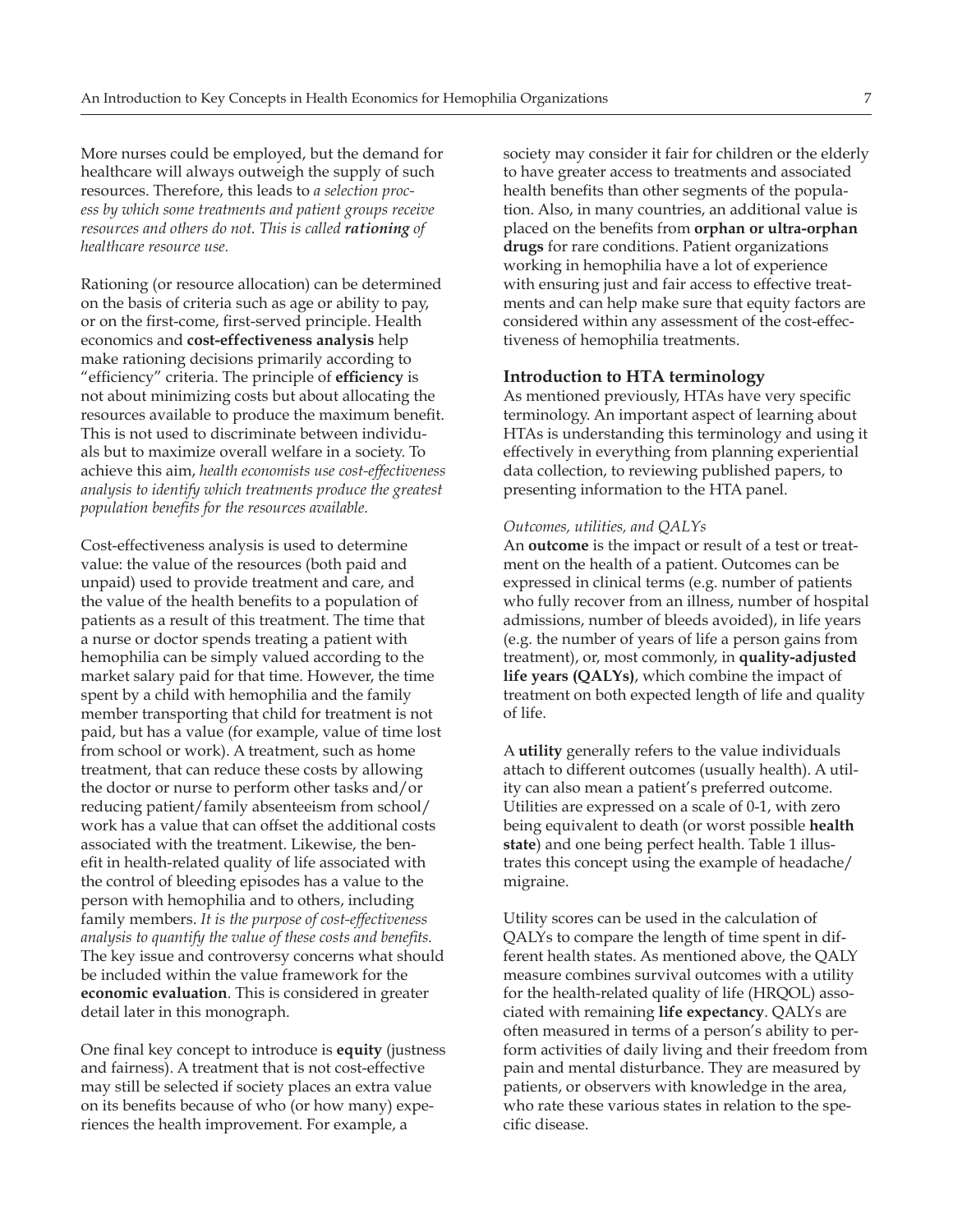More nurses could be employed, but the demand for healthcare will always outweigh the supply of such resources. Therefore, this leads to *a selection process by which some treatments and patient groups receive resources and others do not. This is called **rationing** of healthcare resource use.*

Rationing (or resource allocation) can be determined on the basis of criteria such as age or ability to pay, or on the first-come, first-served principle. Health economics and **cost-effectiveness analysis** help make rationing decisions primarily according to "efficiency" criteria. The principle of **efficiency** is not about minimizing costs but about allocating the resources available to produce the maximum benefit. This is not used to discriminate between individuals but to maximize overall welfare in a society. To achieve this aim, *health economists use cost-effectiveness analysis to identify which treatments produce the greatest population benefits for the resources available.*

Cost-effectiveness analysis is used to determine value: the value of the resources (both paid and unpaid) used to provide treatment and care, and the value of the health benefits to a population of patients as a result of this treatment. The time that a nurse or doctor spends treating a patient with hemophilia can be simply valued according to the market salary paid for that time. However, the time spent by a child with hemophilia and the family member transporting that child for treatment is not paid, but has a value (for example, value of time lost from school or work). A treatment, such as home treatment, that can reduce these costs by allowing the doctor or nurse to perform other tasks and/or reducing patient/family absenteeism from school/work has a value that can offset the additional costs associated with the treatment. Likewise, the benefit in health-related quality of life associated with the control of bleeding episodes has a value to the person with hemophilia and to others, including family members. *It is the purpose of cost-effectiveness analysis to quantify the value of these costs and benefits.* The key issue and controversy concerns what should be included within the value framework for the **economic evaluation**. This is considered in greater detail later in this monograph.

One final key concept to introduce is **equity** (justness and fairness). A treatment that is not cost-effective may still be selected if society places an extra value on its benefits because of who (or how many) experiences the health improvement. For example, a society may consider it fair for children or the elderly to have greater access to treatments and associated health benefits than other segments of the population. Also, in many countries, an additional value is placed on the benefits from **orphan or ultra-orphan drugs** for rare conditions. Patient organizations working in hemophilia have a lot of experience with ensuring just and fair access to effective treatments and can help make sure that equity factors are considered within any assessment of the cost-effectiveness of hemophilia treatments.

## Introduction to HTA terminology

As mentioned previously, HTAs have very specific terminology. An important aspect of learning about HTAs is understanding this terminology and using it effectively in everything from planning experiential data collection, to reviewing published papers, to presenting information to the HTA panel.

### *Outcomes, utilities, and QALYs*

An **outcome** is the impact or result of a test or treatment on the health of a patient. Outcomes can be expressed in clinical terms (e.g. number of patients who fully recover from an illness, number of hospital admissions, number of bleeds avoided), in life years (e.g. the number of years of life a person gains from treatment), or, most commonly, in **quality-adjusted life years (QALYs)**, which combine the impact of treatment on both expected length of life and quality of life.

A **utility** generally refers to the value individuals attach to different outcomes (usually health). A utility can also mean a patient's preferred outcome. Utilities are expressed on a scale of 0-1, with zero being equivalent to death (or worst possible **health state**) and one being perfect health. Table 1 illustrates this concept using the example of headache/migraine.

Utility scores can be used in the calculation of QALYs to compare the length of time spent in different health states. As mentioned above, the QALY measure combines survival outcomes with a utility for the health-related quality of life (HRQOL) associated with remaining **life expectancy**. QALYs are often measured in terms of a person's ability to perform activities of daily living and their freedom from pain and mental disturbance. They are measured by patients, or observers with knowledge in the area, who rate these various states in relation to the specific disease.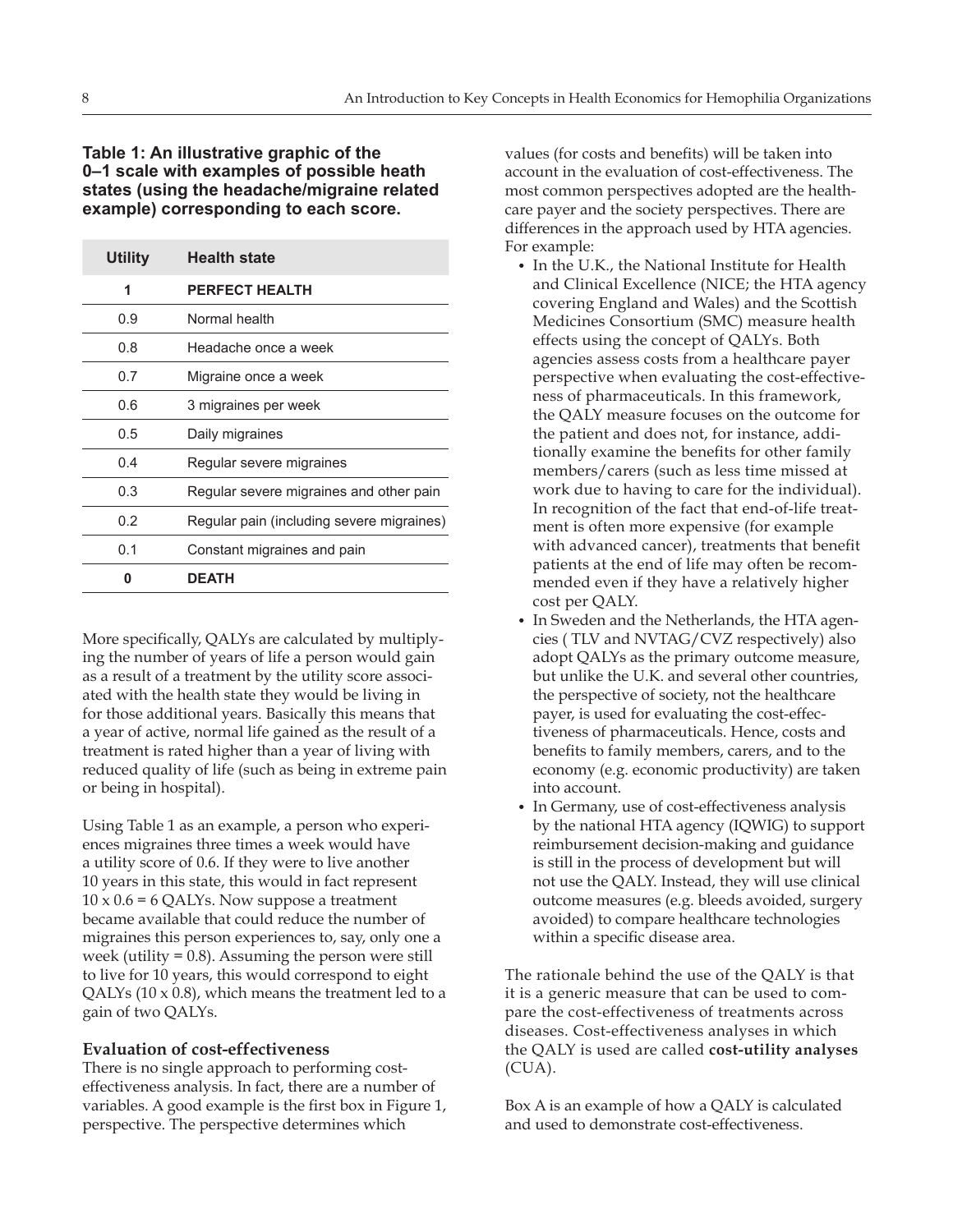**Table 1: An illustrative graphic of the 0–1 scale with examples of possible heath states (using the headache/migraine related example) corresponding to each score.**

| Utility | Health state |
|---|---|
| **1** | **PERFECT HEALTH** |
| 0.9 | Normal health |
| 0.8 | Headache once a week |
| 0.7 | Migraine once a week |
| 0.6 | 3 migraines per week |
| 0.5 | Daily migraines |
| 0.4 | Regular severe migraines |
| 0.3 | Regular severe migraines and other pain |
| 0.2 | Regular pain (including severe migraines) |
| 0.1 | Constant migraines and pain |
| **0** | **DEATH** |

More specifically, QALYs are calculated by multiplying the number of years of life a person would gain as a result of a treatment by the utility score associated with the health state they would be living in for those additional years. Basically this means that a year of active, normal life gained as the result of a treatment is rated higher than a year of living with reduced quality of life (such as being in extreme pain or being in hospital).

Using Table 1 as an example, a person who experiences migraines three times a week would have a utility score of 0.6. If they were to live another 10 years in this state, this would in fact represent 10 x 0.6 = 6 QALYs. Now suppose a treatment became available that could reduce the number of migraines this person experiences to, say, only one a week (utility = 0.8). Assuming the person were still to live for 10 years, this would correspond to eight QALYs (10 x 0.8), which means the treatment led to a gain of two QALYs.

### Evaluation of cost-effectiveness

There is no single approach to performing cost-effectiveness analysis. In fact, there are a number of variables. A good example is the first box in Figure 1, perspective. The perspective determines which values (for costs and benefits) will be taken into account in the evaluation of cost-effectiveness. The most common perspectives adopted are the healthcare payer and the society perspectives. There are differences in the approach used by HTA agencies. For example:

- In the U.K., the National Institute for Health and Clinical Excellence (NICE; the HTA agency covering England and Wales) and the Scottish Medicines Consortium (SMC) measure health effects using the concept of QALYs. Both agencies assess costs from a healthcare payer perspective when evaluating the cost-effectiveness of pharmaceuticals. In this framework, the QALY measure focuses on the outcome for the patient and does not, for instance, additionally examine the benefits for other family members/carers (such as less time missed at work due to having to care for the individual). In recognition of the fact that end-of-life treatment is often more expensive (for example with advanced cancer), treatments that benefit patients at the end of life may often be recommended even if they have a relatively higher cost per QALY.
- In Sweden and the Netherlands, the HTA agencies ( TLV and NVTAG/CVZ respectively) also adopt QALYs as the primary outcome measure, but unlike the U.K. and several other countries, the perspective of society, not the healthcare payer, is used for evaluating the cost-effectiveness of pharmaceuticals. Hence, costs and benefits to family members, carers, and to the economy (e.g. economic productivity) are taken into account.
- In Germany, use of cost-effectiveness analysis by the national HTA agency (IQWIG) to support reimbursement decision-making and guidance is still in the process of development but will not use the QALY. Instead, they will use clinical outcome measures (e.g. bleeds avoided, surgery avoided) to compare healthcare technologies within a specific disease area.

The rationale behind the use of the QALY is that it is a generic measure that can be used to compare the cost-effectiveness of treatments across diseases. Cost-effectiveness analyses in which the QALY is used are called **cost-utility analyses** (CUA).

Box A is an example of how a QALY is calculated and used to demonstrate cost-effectiveness.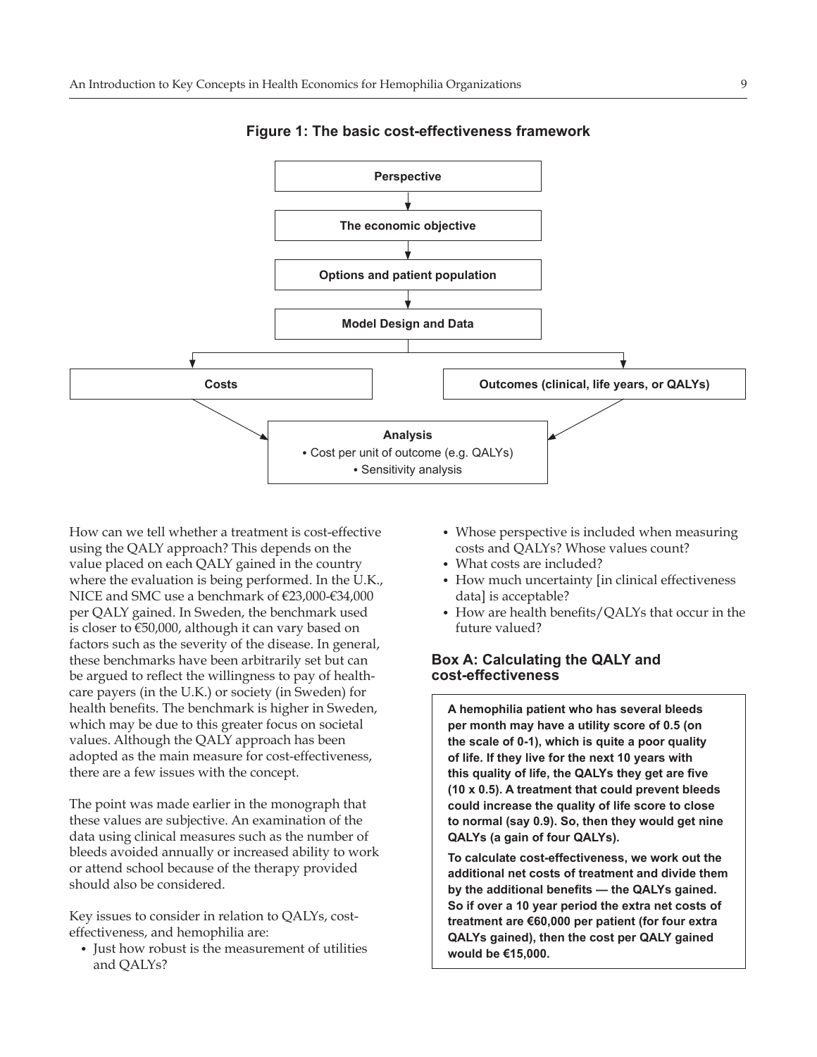**Figure 1: The basic cost-effectiveness framework**

```
                        Perspective
                             ↓
                   The economic objective
                             ↓
               Options and patient population
                             ↓
                    Model Design and Data
                 ↓                          ↓
              Costs        Outcomes (clinical, life years, or QALYs)
                 ↘                          ↙
                          Analysis
               • Cost per unit of outcome (e.g. QALYs)
                    • Sensitivity analysis
```

How can we tell whether a treatment is cost-effective using the QALY approach? This depends on the value placed on each QALY gained in the country where the evaluation is being performed. In the U.K., NICE and SMC use a benchmark of €23,000-€34,000 per QALY gained. In Sweden, the benchmark used is closer to €50,000, although it can vary based on factors such as the severity of the disease. In general, these benchmarks have been arbitrarily set but can be argued to reflect the willingness to pay of health-care payers (in the U.K.) or society (in Sweden) for health benefits. The benchmark is higher in Sweden, which may be due to this greater focus on societal values. Although the QALY approach has been adopted as the main measure for cost-effectiveness, there are a few issues with the concept.

The point was made earlier in the monograph that these values are subjective. An examination of the data using clinical measures such as the number of bleeds avoided annually or increased ability to work or attend school because of the therapy provided should also be considered.

Key issues to consider in relation to QALYs, cost-effectiveness, and hemophilia are:

- Just how robust is the measurement of utilities and QALYs?
- Whose perspective is included when measuring costs and QALYs? Whose values count?
- What costs are included?
- How much uncertainty [in clinical effectiveness data] is acceptable?
- How are health benefits/QALYs that occur in the future valued?

### Box A: Calculating the QALY and cost-effectiveness

**A hemophilia patient who has several bleeds per month may have a utility score of 0.5 (on the scale of 0-1), which is quite a poor quality of life. If they live for the next 10 years with this quality of life, the QALYs they get are five (10 x 0.5). A treatment that could prevent bleeds could increase the quality of life score to close to normal (say 0.9). So, then they would get nine QALYs (a gain of four QALYs).**

**To calculate cost-effectiveness, we work out the additional net costs of treatment and divide them by the additional benefits — the QALYs gained. So if over a 10 year period the extra net costs of treatment are €60,000 per patient (for four extra QALYs gained), then the cost per QALY gained would be €15,000.**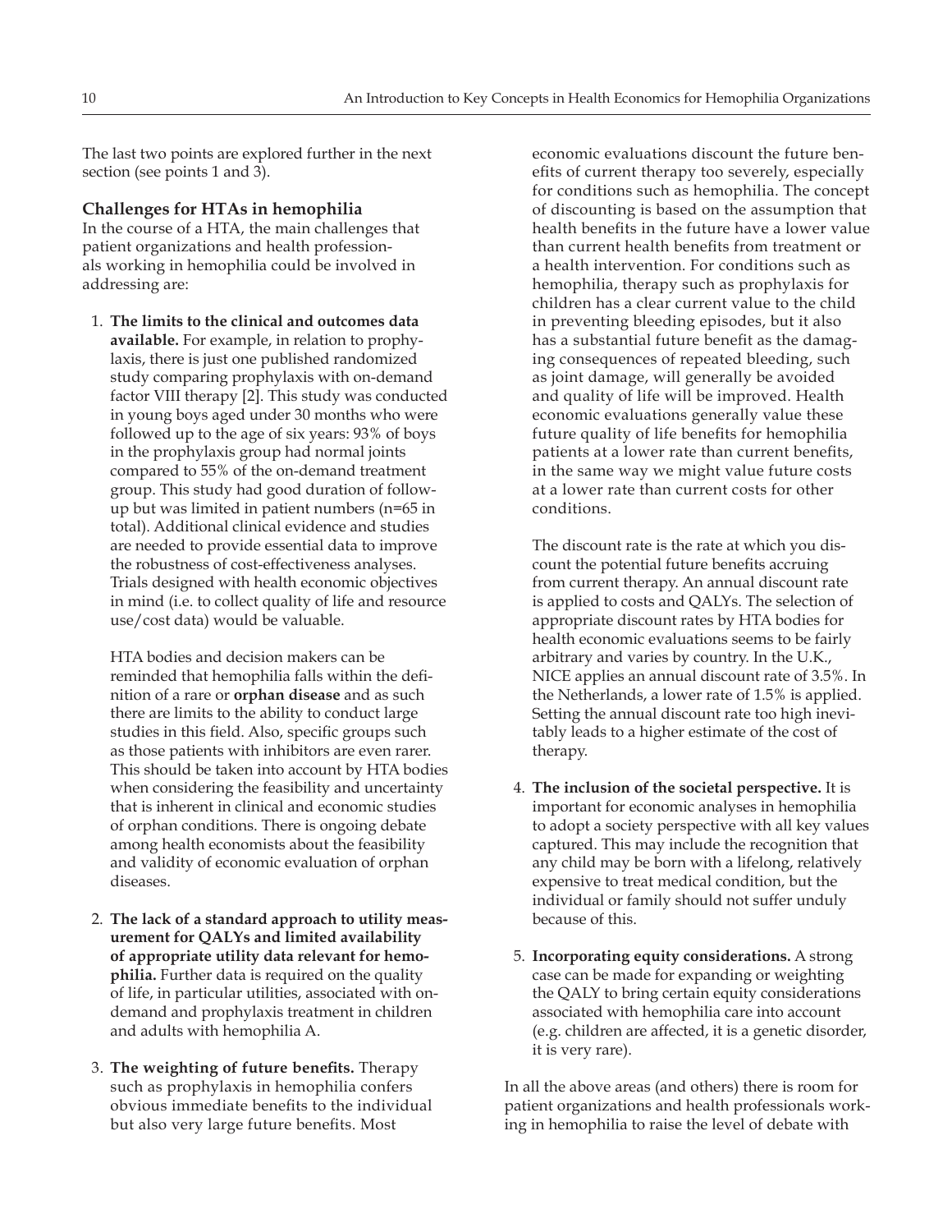The last two points are explored further in the next section (see points 1 and 3).

### Challenges for HTAs in hemophilia

In the course of a HTA, the main challenges that patient organizations and health professionals working in hemophilia could be involved in addressing are:

1. **The limits to the clinical and outcomes data available.** For example, in relation to prophylaxis, there is just one published randomized study comparing prophylaxis with on-demand factor VIII therapy [2]. This study was conducted in young boys aged under 30 months who were followed up to the age of six years: 93% of boys in the prophylaxis group had normal joints compared to 55% of the on-demand treatment group. This study had good duration of follow-up but was limited in patient numbers (n=65 in total). Additional clinical evidence and studies are needed to provide essential data to improve the robustness of cost-effectiveness analyses. Trials designed with health economic objectives in mind (i.e. to collect quality of life and resource use/cost data) would be valuable.

   HTA bodies and decision makers can be reminded that hemophilia falls within the definition of a rare or **orphan disease** and as such there are limits to the ability to conduct large studies in this field. Also, specific groups such as those patients with inhibitors are even rarer. This should be taken into account by HTA bodies when considering the feasibility and uncertainty that is inherent in clinical and economic studies of orphan conditions. There is ongoing debate among health economists about the feasibility and validity of economic evaluation of orphan diseases.

2. **The lack of a standard approach to utility measurement for QALYs and limited availability of appropriate utility data relevant for hemophilia.** Further data is required on the quality of life, in particular utilities, associated with on-demand and prophylaxis treatment in children and adults with hemophilia A.

3. **The weighting of future benefits.** Therapy such as prophylaxis in hemophilia confers obvious immediate benefits to the individual but also very large future benefits. Most economic evaluations discount the future benefits of current therapy too severely, especially for conditions such as hemophilia. The concept of discounting is based on the assumption that health benefits in the future have a lower value than current health benefits from treatment or a health intervention. For conditions such as hemophilia, therapy such as prophylaxis for children has a clear current value to the child in preventing bleeding episodes, but it also has a substantial future benefit as the damaging consequences of repeated bleeding, such as joint damage, will generally be avoided and quality of life will be improved. Health economic evaluations generally value these future quality of life benefits for hemophilia patients at a lower rate than current benefits, in the same way we might value future costs at a lower rate than current costs for other conditions.

   The discount rate is the rate at which you discount the potential future benefits accruing from current therapy. An annual discount rate is applied to costs and QALYs. The selection of appropriate discount rates by HTA bodies for health economic evaluations seems to be fairly arbitrary and varies by country. In the U.K., NICE applies an annual discount rate of 3.5%. In the Netherlands, a lower rate of 1.5% is applied. Setting the annual discount rate too high inevitably leads to a higher estimate of the cost of therapy.

4. **The inclusion of the societal perspective.** It is important for economic analyses in hemophilia to adopt a society perspective with all key values captured. This may include the recognition that any child may be born with a lifelong, relatively expensive to treat medical condition, but the individual or family should not suffer unduly because of this.

5. **Incorporating equity considerations.** A strong case can be made for expanding or weighting the QALY to bring certain equity considerations associated with hemophilia care into account (e.g. children are affected, it is a genetic disorder, it is very rare).

In all the above areas (and others) there is room for patient organizations and health professionals working in hemophilia to raise the level of debate with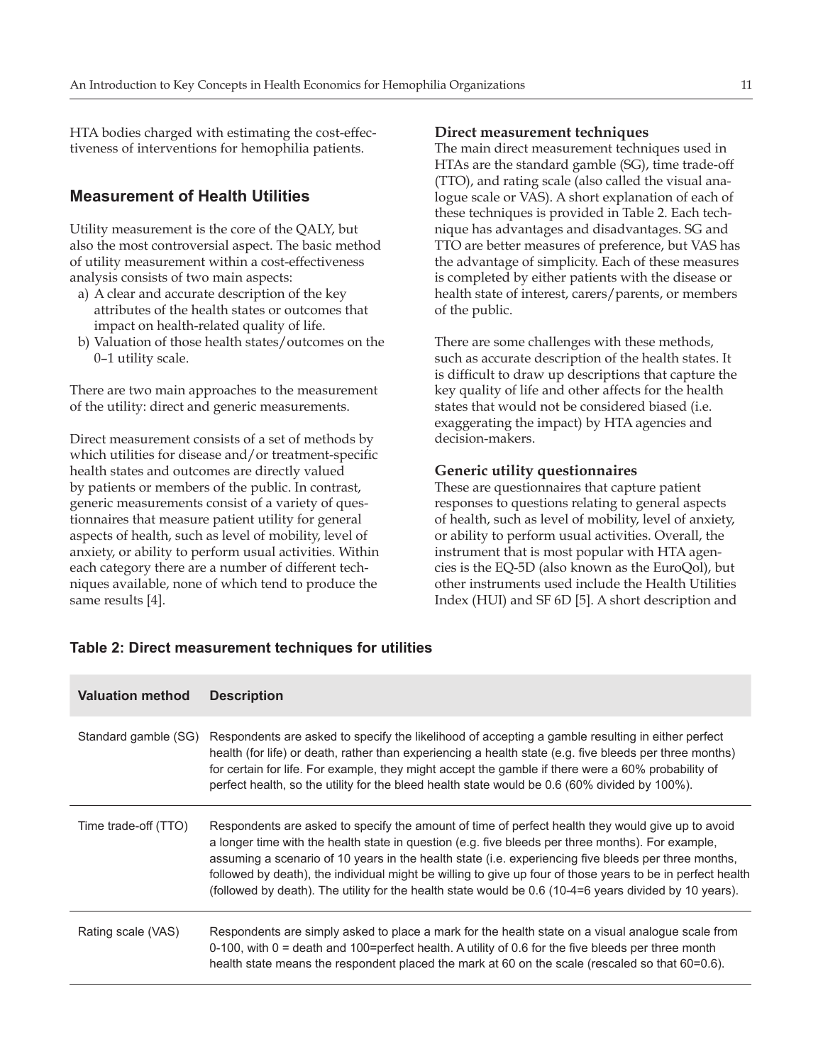HTA bodies charged with estimating the cost-effectiveness of interventions for hemophilia patients.

## Measurement of Health Utilities

Utility measurement is the core of the QALY, but also the most controversial aspect. The basic method of utility measurement within a cost-effectiveness analysis consists of two main aspects:

a) A clear and accurate description of the key attributes of the health states or outcomes that impact on health-related quality of life.
b) Valuation of those health states/outcomes on the 0–1 utility scale.

There are two main approaches to the measurement of the utility: direct and generic measurements.

Direct measurement consists of a set of methods by which utilities for disease and/or treatment-specific health states and outcomes are directly valued by patients or members of the public. In contrast, generic measurements consist of a variety of questionnaires that measure patient utility for general aspects of health, such as level of mobility, level of anxiety, or ability to perform usual activities. Within each category there are a number of different techniques available, none of which tend to produce the same results [4].

### Direct measurement techniques

The main direct measurement techniques used in HTAs are the standard gamble (SG), time trade-off (TTO), and rating scale (also called the visual analogue scale or VAS). A short explanation of each of these techniques is provided in Table 2. Each technique has advantages and disadvantages. SG and TTO are better measures of preference, but VAS has the advantage of simplicity. Each of these measures is completed by either patients with the disease or health state of interest, carers/parents, or members of the public.

There are some challenges with these methods, such as accurate description of the health states. It is difficult to draw up descriptions that capture the key quality of life and other affects for the health states that would not be considered biased (i.e. exaggerating the impact) by HTA agencies and decision-makers.

### Generic utility questionnaires

These are questionnaires that capture patient responses to questions relating to general aspects of health, such as level of mobility, level of anxiety, or ability to perform usual activities. Overall, the instrument that is most popular with HTA agencies is the EQ-5D (also known as the EuroQol), but other instruments used include the Health Utilities Index (HUI) and SF 6D [5]. A short description and

**Table 2: Direct measurement techniques for utilities**

| Valuation method | Description |
|---|---|
| Standard gamble (SG) | Respondents are asked to specify the likelihood of accepting a gamble resulting in either perfect health (for life) or death, rather than experiencing a health state (e.g. five bleeds per three months) for certain for life. For example, they might accept the gamble if there were a 60% probability of perfect health, so the utility for the bleed health state would be 0.6 (60% divided by 100%). |
| Time trade-off (TTO) | Respondents are asked to specify the amount of time of perfect health they would give up to avoid a longer time with the health state in question (e.g. five bleeds per three months). For example, assuming a scenario of 10 years in the health state (i.e. experiencing five bleeds per three months, followed by death), the individual might be willing to give up four of those years to be in perfect health (followed by death). The utility for the health state would be 0.6 (10-4=6 years divided by 10 years). |
| Rating scale (VAS) | Respondents are simply asked to place a mark for the health state on a visual analogue scale from 0-100, with 0 = death and 100=perfect health. A utility of 0.6 for the five bleeds per three month health state means the respondent placed the mark at 60 on the scale (rescaled so that 60=0.6). |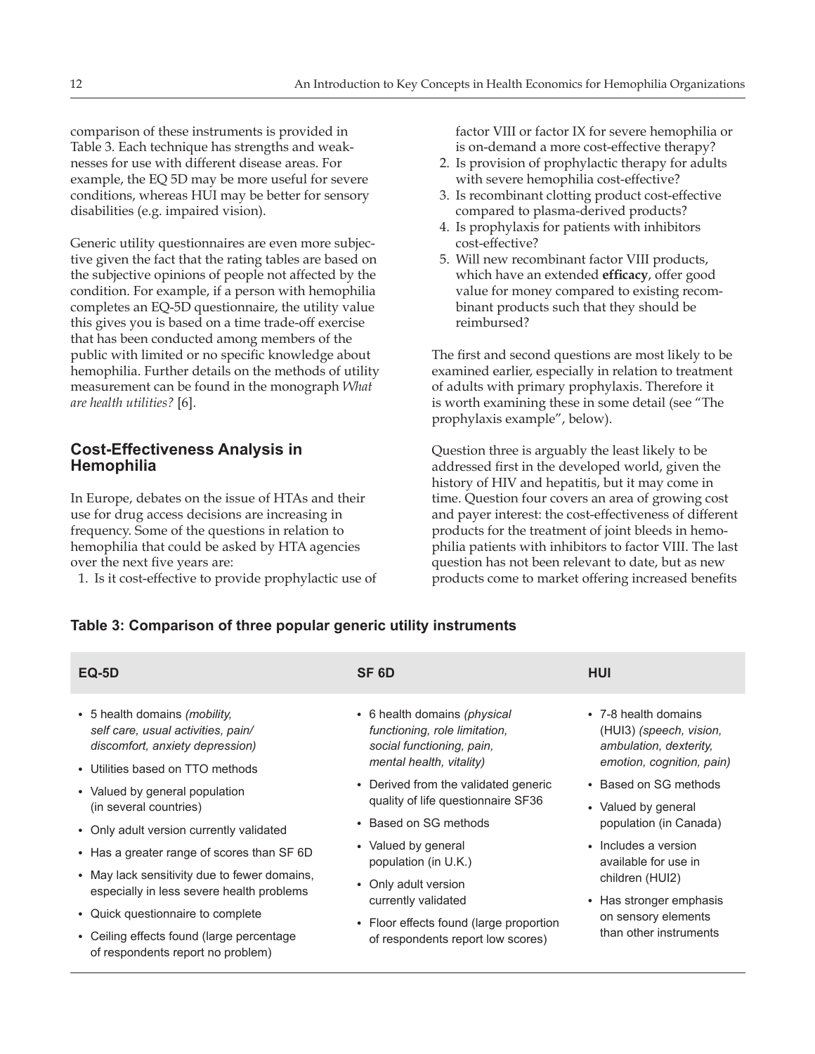comparison of these instruments is provided in Table 3. Each technique has strengths and weaknesses for use with different disease areas. For example, the EQ 5D may be more useful for severe conditions, whereas HUI may be better for sensory disabilities (e.g. impaired vision).

Generic utility questionnaires are even more subjective given the fact that the rating tables are based on the subjective opinions of people not affected by the condition. For example, if a person with hemophilia completes an EQ-5D questionnaire, the utility value this gives you is based on a time trade-off exercise that has been conducted among members of the public with limited or no specific knowledge about hemophilia. Further details on the methods of utility measurement can be found in the monograph *What are health utilities?* [6].

## Cost-Effectiveness Analysis in Hemophilia

In Europe, debates on the issue of HTAs and their use for drug access decisions are increasing in frequency. Some of the questions in relation to hemophilia that could be asked by HTA agencies over the next five years are:

1. Is it cost-effective to provide prophylactic use of factor VIII or factor IX for severe hemophilia or is on-demand a more cost-effective therapy?
2. Is provision of prophylactic therapy for adults with severe hemophilia cost-effective?
3. Is recombinant clotting product cost-effective compared to plasma-derived products?
4. Is prophylaxis for patients with inhibitors cost-effective?
5. Will new recombinant factor VIII products, which have an extended **efficacy**, offer good value for money compared to existing recombinant products such that they should be reimbursed?

The first and second questions are most likely to be examined earlier, especially in relation to treatment of adults with primary prophylaxis. Therefore it is worth examining these in some detail (see "The prophylaxis example", below).

Question three is arguably the least likely to be addressed first in the developed world, given the history of HIV and hepatitis, but it may come in time. Question four covers an area of growing cost and payer interest: the cost-effectiveness of different products for the treatment of joint bleeds in hemophilia patients with inhibitors to factor VIII. The last question has not been relevant to date, but as new products come to market offering increased benefits

**Table 3: Comparison of three popular generic utility instruments**

| EQ-5D | SF 6D | HUI |
|---|---|---|
| • 5 health domains *(mobility, self care, usual activities, pain/discomfort, anxiety depression)*<br>• Utilities based on TTO methods<br>• Valued by general population (in several countries)<br>• Only adult version currently validated<br>• Has a greater range of scores than SF 6D<br>• May lack sensitivity due to fewer domains, especially in less severe health problems<br>• Quick questionnaire to complete<br>• Ceiling effects found (large percentage of respondents report no problem) | • 6 health domains *(physical functioning, role limitation, social functioning, pain, mental health, vitality)*<br>• Derived from the validated generic quality of life questionnaire SF36<br>• Based on SG methods<br>• Valued by general population (in U.K.)<br>• Only adult version currently validated<br>• Floor effects found (large proportion of respondents report low scores) | • 7-8 health domains (HUI3) *(speech, vision, ambulation, dexterity, emotion, cognition, pain)*<br>• Based on SG methods<br>• Valued by general population (in Canada)<br>• Includes a version available for use in children (HUI2)<br>• Has stronger emphasis on sensory elements than other instruments |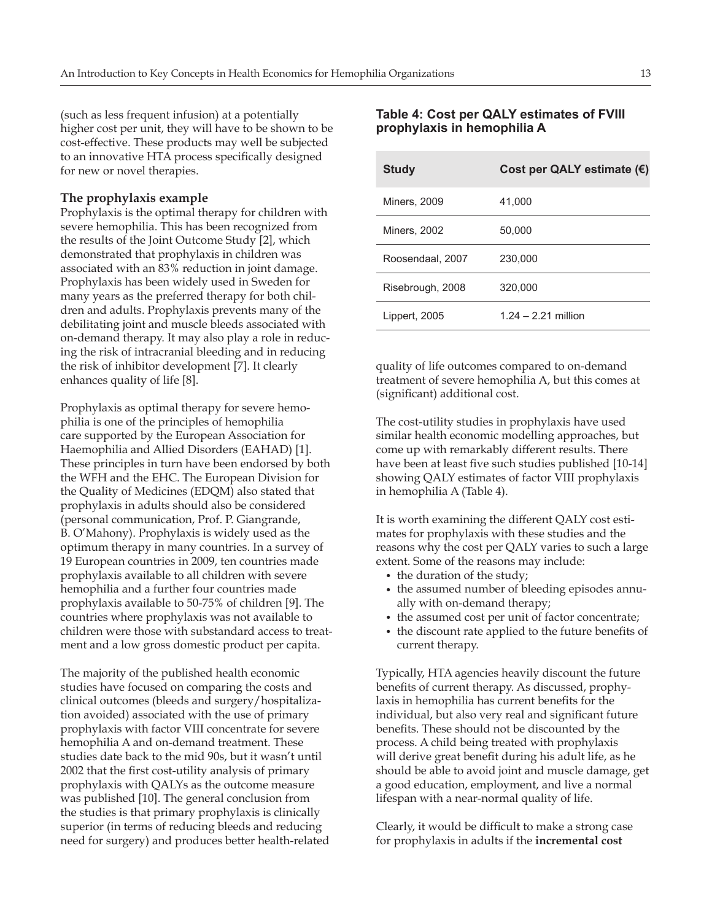(such as less frequent infusion) at a potentially higher cost per unit, they will have to be shown to be cost-effective. These products may well be subjected to an innovative HTA process specifically designed for new or novel therapies.

### The prophylaxis example

Prophylaxis is the optimal therapy for children with severe hemophilia. This has been recognized from the results of the Joint Outcome Study [2], which demonstrated that prophylaxis in children was associated with an 83% reduction in joint damage. Prophylaxis has been widely used in Sweden for many years as the preferred therapy for both children and adults. Prophylaxis prevents many of the debilitating joint and muscle bleeds associated with on-demand therapy. It may also play a role in reducing the risk of intracranial bleeding and in reducing the risk of inhibitor development [7]. It clearly enhances quality of life [8].

Prophylaxis as optimal therapy for severe hemophilia is one of the principles of hemophilia care supported by the European Association for Haemophilia and Allied Disorders (EAHAD) [1]. These principles in turn have been endorsed by both the WFH and the EHC. The European Division for the Quality of Medicines (EDQM) also stated that prophylaxis in adults should also be considered (personal communication, Prof. P. Giangrande, B. O'Mahony). Prophylaxis is widely used as the optimum therapy in many countries. In a survey of 19 European countries in 2009, ten countries made prophylaxis available to all children with severe hemophilia and a further four countries made prophylaxis available to 50-75% of children [9]. The countries where prophylaxis was not available to children were those with substandard access to treatment and a low gross domestic product per capita.

The majority of the published health economic studies have focused on comparing the costs and clinical outcomes (bleeds and surgery/hospitalization avoided) associated with the use of primary prophylaxis with factor VIII concentrate for severe hemophilia A and on-demand treatment. These studies date back to the mid 90s, but it wasn't until 2002 that the first cost-utility analysis of primary prophylaxis with QALYs as the outcome measure was published [10]. The general conclusion from the studies is that primary prophylaxis is clinically superior (in terms of reducing bleeds and reducing need for surgery) and produces better health-related quality of life outcomes compared to on-demand treatment of severe hemophilia A, but this comes at (significant) additional cost.

**Table 4: Cost per QALY estimates of FVIII prophylaxis in hemophilia A**

| Study | Cost per QALY estimate (€) |
|---|---|
| Miners, 2009 | 41,000 |
| Miners, 2002 | 50,000 |
| Roosendaal, 2007 | 230,000 |
| Risebrough, 2008 | 320,000 |
| Lippert, 2005 | 1.24 – 2.21 million |

The cost-utility studies in prophylaxis have used similar health economic modelling approaches, but come up with remarkably different results. There have been at least five such studies published [10-14] showing QALY estimates of factor VIII prophylaxis in hemophilia A (Table 4).

It is worth examining the different QALY cost estimates for prophylaxis with these studies and the reasons why the cost per QALY varies to such a large extent. Some of the reasons may include:

- the duration of the study;
- the assumed number of bleeding episodes annually with on-demand therapy;
- the assumed cost per unit of factor concentrate;
- the discount rate applied to the future benefits of current therapy.

Typically, HTA agencies heavily discount the future benefits of current therapy. As discussed, prophylaxis in hemophilia has current benefits for the individual, but also very real and significant future benefits. These should not be discounted by the process. A child being treated with prophylaxis will derive great benefit during his adult life, as he should be able to avoid joint and muscle damage, get a good education, employment, and live a normal lifespan with a near-normal quality of life.

Clearly, it would be difficult to make a strong case for prophylaxis in adults if the **incremental cost**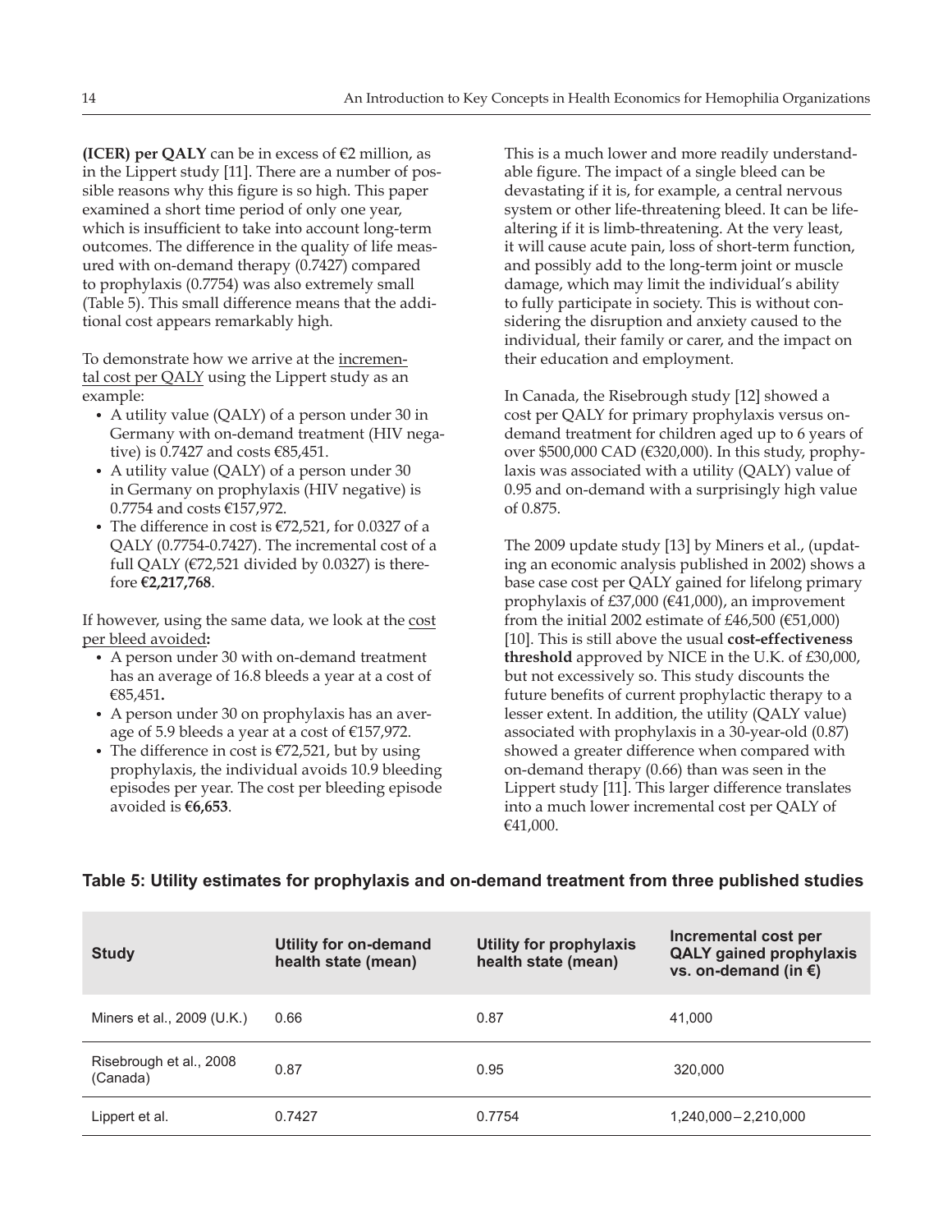**(ICER) per QALY** can be in excess of €2 million, as in the Lippert study [11]. There are a number of possible reasons why this figure is so high. This paper examined a short time period of only one year, which is insufficient to take into account long-term outcomes. The difference in the quality of life measured with on-demand therapy (0.7427) compared to prophylaxis (0.7754) was also extremely small (Table 5). This small difference means that the additional cost appears remarkably high.

To demonstrate how we arrive at the incremental cost per QALY using the Lippert study as an example:

- A utility value (QALY) of a person under 30 in Germany with on-demand treatment (HIV negative) is 0.7427 and costs €85,451.
- A utility value (QALY) of a person under 30 in Germany on prophylaxis (HIV negative) is 0.7754 and costs €157,972.
- The difference in cost is €72,521, for 0.0327 of a QALY (0.7754-0.7427). The incremental cost of a full QALY (€72,521 divided by 0.0327) is therefore **€2,217,768**.

If however, using the same data, we look at the cost per bleed avoided**:**

- A person under 30 with on-demand treatment has an average of 16.8 bleeds a year at a cost of €85,451**.**
- A person under 30 on prophylaxis has an average of 5.9 bleeds a year at a cost of €157,972.
- The difference in cost is €72,521, but by using prophylaxis, the individual avoids 10.9 bleeding episodes per year. The cost per bleeding episode avoided is **€6,653**.

This is a much lower and more readily understandable figure. The impact of a single bleed can be devastating if it is, for example, a central nervous system or other life-threatening bleed. It can be life-altering if it is limb-threatening. At the very least, it will cause acute pain, loss of short-term function, and possibly add to the long-term joint or muscle damage, which may limit the individual's ability to fully participate in society. This is without considering the disruption and anxiety caused to the individual, their family or carer, and the impact on their education and employment.

In Canada, the Risebrough study [12] showed a cost per QALY for primary prophylaxis versus on-demand treatment for children aged up to 6 years of over $500,000 CAD (€320,000). In this study, prophylaxis was associated with a utility (QALY) value of 0.95 and on-demand with a surprisingly high value of 0.875.

The 2009 update study [13] by Miners et al., (updating an economic analysis published in 2002) shows a base case cost per QALY gained for lifelong primary prophylaxis of £37,000 (€41,000), an improvement from the initial 2002 estimate of £46,500 (€51,000) [10]. This is still above the usual **cost-effectiveness threshold** approved by NICE in the U.K. of £30,000, but not excessively so. This study discounts the future benefits of current prophylactic therapy to a lesser extent. In addition, the utility (QALY value) associated with prophylaxis in a 30-year-old (0.87) showed a greater difference when compared with on-demand therapy (0.66) than was seen in the Lippert study [11]. This larger difference translates into a much lower incremental cost per QALY of €41,000.

**Table 5: Utility estimates for prophylaxis and on-demand treatment from three published studies**

| Study | Utility for on-demand health state (mean) | Utility for prophylaxis health state (mean) | Incremental cost per QALY gained prophylaxis vs. on-demand (in €) |
|---|---|---|---|
| Miners et al., 2009 (U.K.) | 0.66 | 0.87 | 41,000 |
| Risebrough et al., 2008 (Canada) | 0.87 | 0.95 | 320,000 |
| Lippert et al. | 0.7427 | 0.7754 | 1,240,000 – 2,210,000 |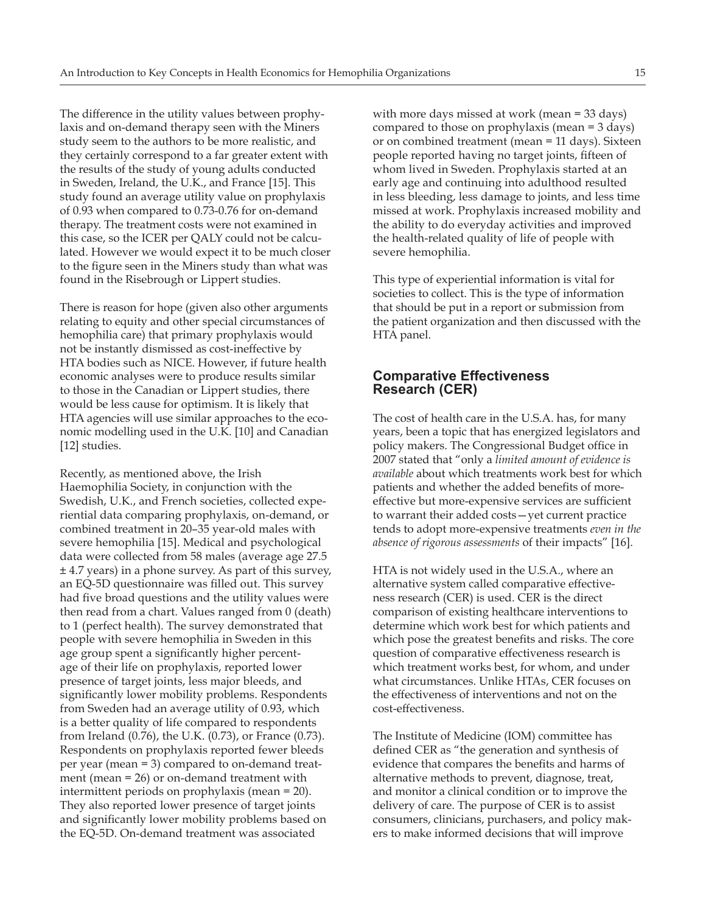The difference in the utility values between prophylaxis and on-demand therapy seen with the Miners study seem to the authors to be more realistic, and they certainly correspond to a far greater extent with the results of the study of young adults conducted in Sweden, Ireland, the U.K., and France [15]. This study found an average utility value on prophylaxis of 0.93 when compared to 0.73-0.76 for on-demand therapy. The treatment costs were not examined in this case, so the ICER per QALY could not be calculated. However we would expect it to be much closer to the figure seen in the Miners study than what was found in the Risebrough or Lippert studies.

There is reason for hope (given also other arguments relating to equity and other special circumstances of hemophilia care) that primary prophylaxis would not be instantly dismissed as cost-ineffective by HTA bodies such as NICE. However, if future health economic analyses were to produce results similar to those in the Canadian or Lippert studies, there would be less cause for optimism. It is likely that HTA agencies will use similar approaches to the economic modelling used in the U.K. [10] and Canadian [12] studies.

Recently, as mentioned above, the Irish Haemophilia Society, in conjunction with the Swedish, U.K., and French societies, collected experiential data comparing prophylaxis, on-demand, or combined treatment in 20–35 year-old males with severe hemophilia [15]. Medical and psychological data were collected from 58 males (average age 27.5 ± 4.7 years) in a phone survey. As part of this survey, an EQ-5D questionnaire was filled out. This survey had five broad questions and the utility values were then read from a chart. Values ranged from 0 (death) to 1 (perfect health). The survey demonstrated that people with severe hemophilia in Sweden in this age group spent a significantly higher percentage of their life on prophylaxis, reported lower presence of target joints, less major bleeds, and significantly lower mobility problems. Respondents from Sweden had an average utility of 0.93, which is a better quality of life compared to respondents from Ireland (0.76), the U.K. (0.73), or France (0.73). Respondents on prophylaxis reported fewer bleeds per year (mean = 3) compared to on-demand treatment (mean = 26) or on-demand treatment with intermittent periods on prophylaxis (mean = 20). They also reported lower presence of target joints and significantly lower mobility problems based on the EQ-5D. On-demand treatment was associated with more days missed at work (mean = 33 days) compared to those on prophylaxis (mean = 3 days) or on combined treatment (mean = 11 days). Sixteen people reported having no target joints, fifteen of whom lived in Sweden. Prophylaxis started at an early age and continuing into adulthood resulted in less bleeding, less damage to joints, and less time missed at work. Prophylaxis increased mobility and the ability to do everyday activities and improved the health-related quality of life of people with severe hemophilia.

This type of experiential information is vital for societies to collect. This is the type of information that should be put in a report or submission from the patient organization and then discussed with the HTA panel.

## Comparative Effectiveness Research (CER)

The cost of health care in the U.S.A. has, for many years, been a topic that has energized legislators and policy makers. The Congressional Budget office in 2007 stated that "only a *limited amount of evidence is available* about which treatments work best for which patients and whether the added benefits of more-effective but more-expensive services are sufficient to warrant their added costs—yet current practice tends to adopt more-expensive treatments *even in the absence of rigorous assessments* of their impacts" [16].

HTA is not widely used in the U.S.A., where an alternative system called comparative effectiveness research (CER) is used. CER is the direct comparison of existing healthcare interventions to determine which work best for which patients and which pose the greatest benefits and risks. The core question of comparative effectiveness research is which treatment works best, for whom, and under what circumstances. Unlike HTAs, CER focuses on the effectiveness of interventions and not on the cost-effectiveness.

The Institute of Medicine (IOM) committee has defined CER as "the generation and synthesis of evidence that compares the benefits and harms of alternative methods to prevent, diagnose, treat, and monitor a clinical condition or to improve the delivery of care. The purpose of CER is to assist consumers, clinicians, purchasers, and policy makers to make informed decisions that will improve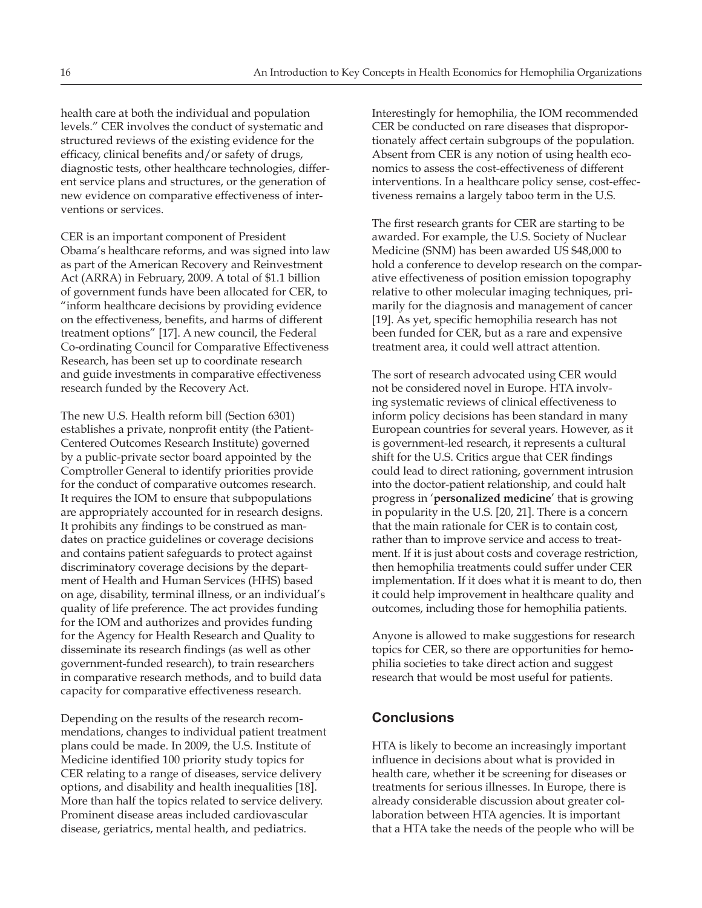health care at both the individual and population levels." CER involves the conduct of systematic and structured reviews of the existing evidence for the efficacy, clinical benefits and/or safety of drugs, diagnostic tests, other healthcare technologies, different service plans and structures, or the generation of new evidence on comparative effectiveness of interventions or services.

CER is an important component of President Obama's healthcare reforms, and was signed into law as part of the American Recovery and Reinvestment Act (ARRA) in February, 2009. A total of $1.1 billion of government funds have been allocated for CER, to "inform healthcare decisions by providing evidence on the effectiveness, benefits, and harms of different treatment options" [17]. A new council, the Federal Co-ordinating Council for Comparative Effectiveness Research, has been set up to coordinate research and guide investments in comparative effectiveness research funded by the Recovery Act.

The new U.S. Health reform bill (Section 6301) establishes a private, nonprofit entity (the Patient-Centered Outcomes Research Institute) governed by a public-private sector board appointed by the Comptroller General to identify priorities provide for the conduct of comparative outcomes research. It requires the IOM to ensure that subpopulations are appropriately accounted for in research designs. It prohibits any findings to be construed as mandates on practice guidelines or coverage decisions and contains patient safeguards to protect against discriminatory coverage decisions by the department of Health and Human Services (HHS) based on age, disability, terminal illness, or an individual's quality of life preference. The act provides funding for the IOM and authorizes and provides funding for the Agency for Health Research and Quality to disseminate its research findings (as well as other government-funded research), to train researchers in comparative research methods, and to build data capacity for comparative effectiveness research.

Depending on the results of the research recommendations, changes to individual patient treatment plans could be made. In 2009, the U.S. Institute of Medicine identified 100 priority study topics for CER relating to a range of diseases, service delivery options, and disability and health inequalities [18]. More than half the topics related to service delivery. Prominent disease areas included cardiovascular disease, geriatrics, mental health, and pediatrics.

Interestingly for hemophilia, the IOM recommended CER be conducted on rare diseases that disproportionately affect certain subgroups of the population. Absent from CER is any notion of using health economics to assess the cost-effectiveness of different interventions. In a healthcare policy sense, cost-effectiveness remains a largely taboo term in the U.S.

The first research grants for CER are starting to be awarded. For example, the U.S. Society of Nuclear Medicine (SNM) has been awarded US $48,000 to hold a conference to develop research on the comparative effectiveness of position emission topography relative to other molecular imaging techniques, primarily for the diagnosis and management of cancer [19]. As yet, specific hemophilia research has not been funded for CER, but as a rare and expensive treatment area, it could well attract attention.

The sort of research advocated using CER would not be considered novel in Europe. HTA involving systematic reviews of clinical effectiveness to inform policy decisions has been standard in many European countries for several years. However, as it is government-led research, it represents a cultural shift for the U.S. Critics argue that CER findings could lead to direct rationing, government intrusion into the doctor-patient relationship, and could halt progress in '**personalized medicine**' that is growing in popularity in the U.S. [20, 21]. There is a concern that the main rationale for CER is to contain cost, rather than to improve service and access to treatment. If it is just about costs and coverage restriction, then hemophilia treatments could suffer under CER implementation. If it does what it is meant to do, then it could help improvement in healthcare quality and outcomes, including those for hemophilia patients.

Anyone is allowed to make suggestions for research topics for CER, so there are opportunities for hemophilia societies to take direct action and suggest research that would be most useful for patients.

## Conclusions

HTA is likely to become an increasingly important influence in decisions about what is provided in health care, whether it be screening for diseases or treatments for serious illnesses. In Europe, there is already considerable discussion about greater collaboration between HTA agencies. It is important that a HTA take the needs of the people who will be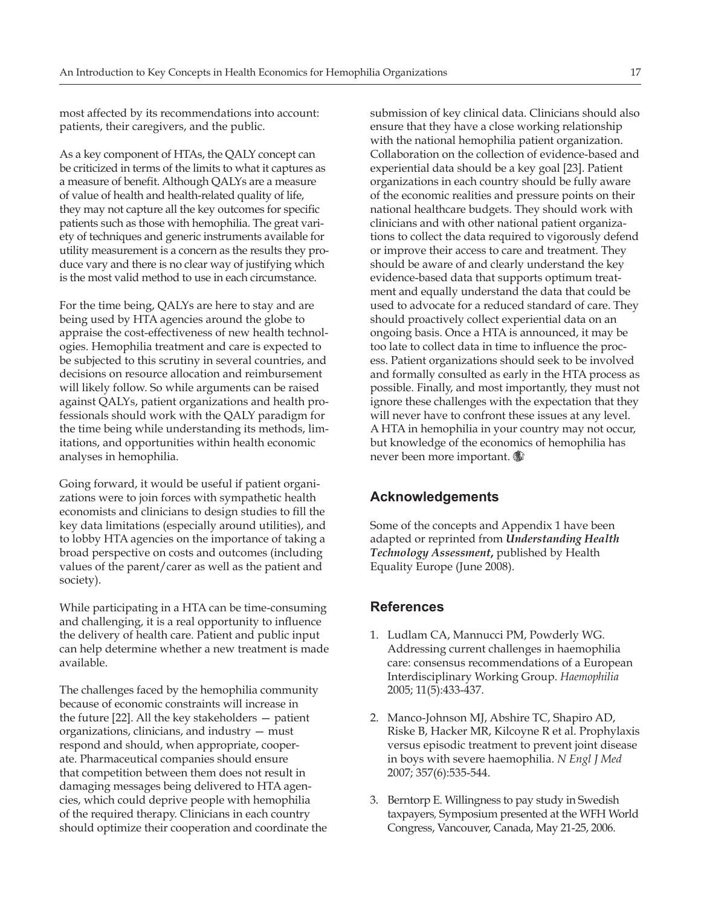most affected by its recommendations into account: patients, their caregivers, and the public.

As a key component of HTAs, the QALY concept can be criticized in terms of the limits to what it captures as a measure of benefit. Although QALYs are a measure of value of health and health-related quality of life, they may not capture all the key outcomes for specific patients such as those with hemophilia. The great variety of techniques and generic instruments available for utility measurement is a concern as the results they produce vary and there is no clear way of justifying which is the most valid method to use in each circumstance.

For the time being, QALYs are here to stay and are being used by HTA agencies around the globe to appraise the cost-effectiveness of new health technologies. Hemophilia treatment and care is expected to be subjected to this scrutiny in several countries, and decisions on resource allocation and reimbursement will likely follow. So while arguments can be raised against QALYs, patient organizations and health professionals should work with the QALY paradigm for the time being while understanding its methods, limitations, and opportunities within health economic analyses in hemophilia.

Going forward, it would be useful if patient organizations were to join forces with sympathetic health economists and clinicians to design studies to fill the key data limitations (especially around utilities), and to lobby HTA agencies on the importance of taking a broad perspective on costs and outcomes (including values of the parent/carer as well as the patient and society).

While participating in a HTA can be time-consuming and challenging, it is a real opportunity to influence the delivery of health care. Patient and public input can help determine whether a new treatment is made available.

The challenges faced by the hemophilia community because of economic constraints will increase in the future [22]. All the key stakeholders — patient organizations, clinicians, and industry — must respond and should, when appropriate, cooperate. Pharmaceutical companies should ensure that competition between them does not result in damaging messages being delivered to HTA agencies, which could deprive people with hemophilia of the required therapy. Clinicians in each country should optimize their cooperation and coordinate the submission of key clinical data. Clinicians should also ensure that they have a close working relationship with the national hemophilia patient organization. Collaboration on the collection of evidence-based and experiential data should be a key goal [23]. Patient organizations in each country should be fully aware of the economic realities and pressure points on their national healthcare budgets. They should work with clinicians and with other national patient organizations to collect the data required to vigorously defend or improve their access to care and treatment. They should be aware of and clearly understand the key evidence-based data that supports optimum treatment and equally understand the data that could be used to advocate for a reduced standard of care. They should proactively collect experiential data on an ongoing basis. Once a HTA is announced, it may be too late to collect data in time to influence the process. Patient organizations should seek to be involved and formally consulted as early in the HTA process as possible. Finally, and most importantly, they must not ignore these challenges with the expectation that they will never have to confront these issues at any level. A HTA in hemophilia in your country may not occur, but knowledge of the economics of hemophilia has never been more important.

## Acknowledgements

Some of the concepts and Appendix 1 have been adapted or reprinted from ***Understanding Health Technology Assessment***, published by Health Equality Europe (June 2008).

## References

1. Ludlam CA, Mannucci PM, Powderly WG. Addressing current challenges in haemophilia care: consensus recommendations of a European Interdisciplinary Working Group. *Haemophilia* 2005; 11(5):433-437.

2. Manco-Johnson MJ, Abshire TC, Shapiro AD, Riske B, Hacker MR, Kilcoyne R et al. Prophylaxis versus episodic treatment to prevent joint disease in boys with severe haemophilia. *N Engl J Med* 2007; 357(6):535-544.

3. Berntorp E. Willingness to pay study in Swedish taxpayers, Symposium presented at the WFH World Congress, Vancouver, Canada, May 21-25, 2006.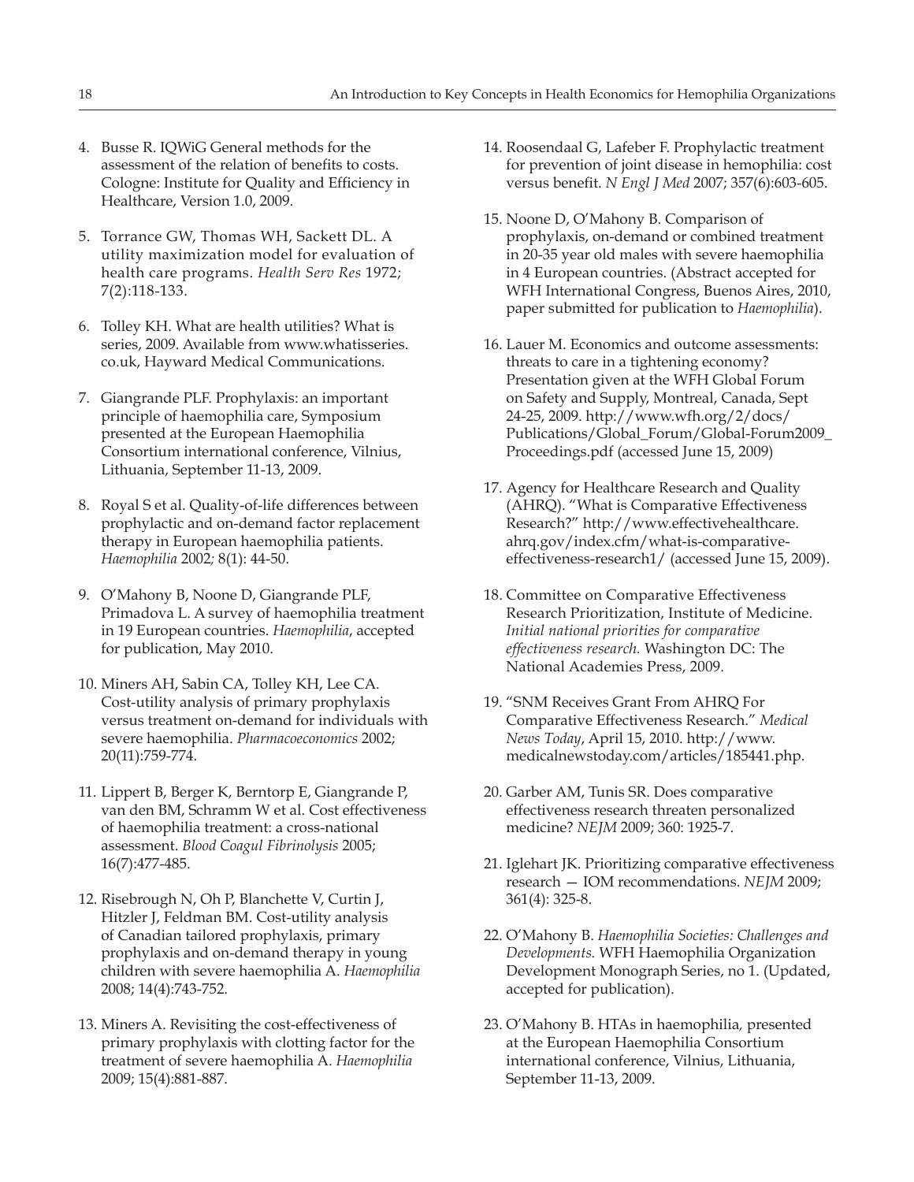4. Busse R. IQWiG General methods for the assessment of the relation of benefits to costs. Cologne: Institute for Quality and Efficiency in Healthcare, Version 1.0, 2009.

5. Torrance GW, Thomas WH, Sackett DL. A utility maximization model for evaluation of health care programs. *Health Serv Res* 1972; 7(2):118-133.

6. Tolley KH. What are health utilities? What is series, 2009. Available from www.whatisseries.co.uk, Hayward Medical Communications.

7. Giangrande PLF. Prophylaxis: an important principle of haemophilia care, Symposium presented at the European Haemophilia Consortium international conference, Vilnius, Lithuania, September 11-13, 2009.

8. Royal S et al. Quality-of-life differences between prophylactic and on-demand factor replacement therapy in European haemophilia patients. *Haemophilia* 2002; 8(1): 44-50.

9. O'Mahony B, Noone D, Giangrande PLF, Primadova L. A survey of haemophilia treatment in 19 European countries. *Haemophilia*, accepted for publication, May 2010.

10. Miners AH, Sabin CA, Tolley KH, Lee CA. Cost-utility analysis of primary prophylaxis versus treatment on-demand for individuals with severe haemophilia. *Pharmacoeconomics* 2002; 20(11):759-774.

11. Lippert B, Berger K, Berntorp E, Giangrande P, van den BM, Schramm W et al. Cost effectiveness of haemophilia treatment: a cross-national assessment. *Blood Coagul Fibrinolysis* 2005; 16(7):477-485.

12. Risebrough N, Oh P, Blanchette V, Curtin J, Hitzler J, Feldman BM. Cost-utility analysis of Canadian tailored prophylaxis, primary prophylaxis and on-demand therapy in young children with severe haemophilia A. *Haemophilia* 2008; 14(4):743-752.

13. Miners A. Revisiting the cost-effectiveness of primary prophylaxis with clotting factor for the treatment of severe haemophilia A. *Haemophilia* 2009; 15(4):881-887.

14. Roosendaal G, Lafeber F. Prophylactic treatment for prevention of joint disease in hemophilia: cost versus benefit. *N Engl J Med* 2007; 357(6):603-605.

15. Noone D, O'Mahony B. Comparison of prophylaxis, on-demand or combined treatment in 20-35 year old males with severe haemophilia in 4 European countries. (Abstract accepted for WFH International Congress, Buenos Aires, 2010, paper submitted for publication to *Haemophilia*).

16. Lauer M. Economics and outcome assessments: threats to care in a tightening economy? Presentation given at the WFH Global Forum on Safety and Supply, Montreal, Canada, Sept 24-25, 2009. http://www.wfh.org/2/docs/Publications/Global_Forum/Global-Forum2009_Proceedings.pdf (accessed June 15, 2009)

17. Agency for Healthcare Research and Quality (AHRQ). "What is Comparative Effectiveness Research?" http://www.effectivehealthcare.ahrq.gov/index.cfm/what-is-comparative-effectiveness-research1/ (accessed June 15, 2009).

18. Committee on Comparative Effectiveness Research Prioritization, Institute of Medicine. *Initial national priorities for comparative effectiveness research.* Washington DC: The National Academies Press, 2009.

19. "SNM Receives Grant From AHRQ For Comparative Effectiveness Research." *Medical News Today*, April 15, 2010. http://www.medicalnewstoday.com/articles/185441.php.

20. Garber AM, Tunis SR. Does comparative effectiveness research threaten personalized medicine? *NEJM* 2009; 360: 1925-7.

21. Iglehart JK. Prioritizing comparative effectiveness research — IOM recommendations. *NEJM* 2009; 361(4): 325-8.

22. O'Mahony B. *Haemophilia Societies: Challenges and Developments.* WFH Haemophilia Organization Development Monograph Series, no 1. (Updated, accepted for publication).

23. O'Mahony B. HTAs in haemophilia, presented at the European Haemophilia Consortium international conference, Vilnius, Lithuania, September 11-13, 2009.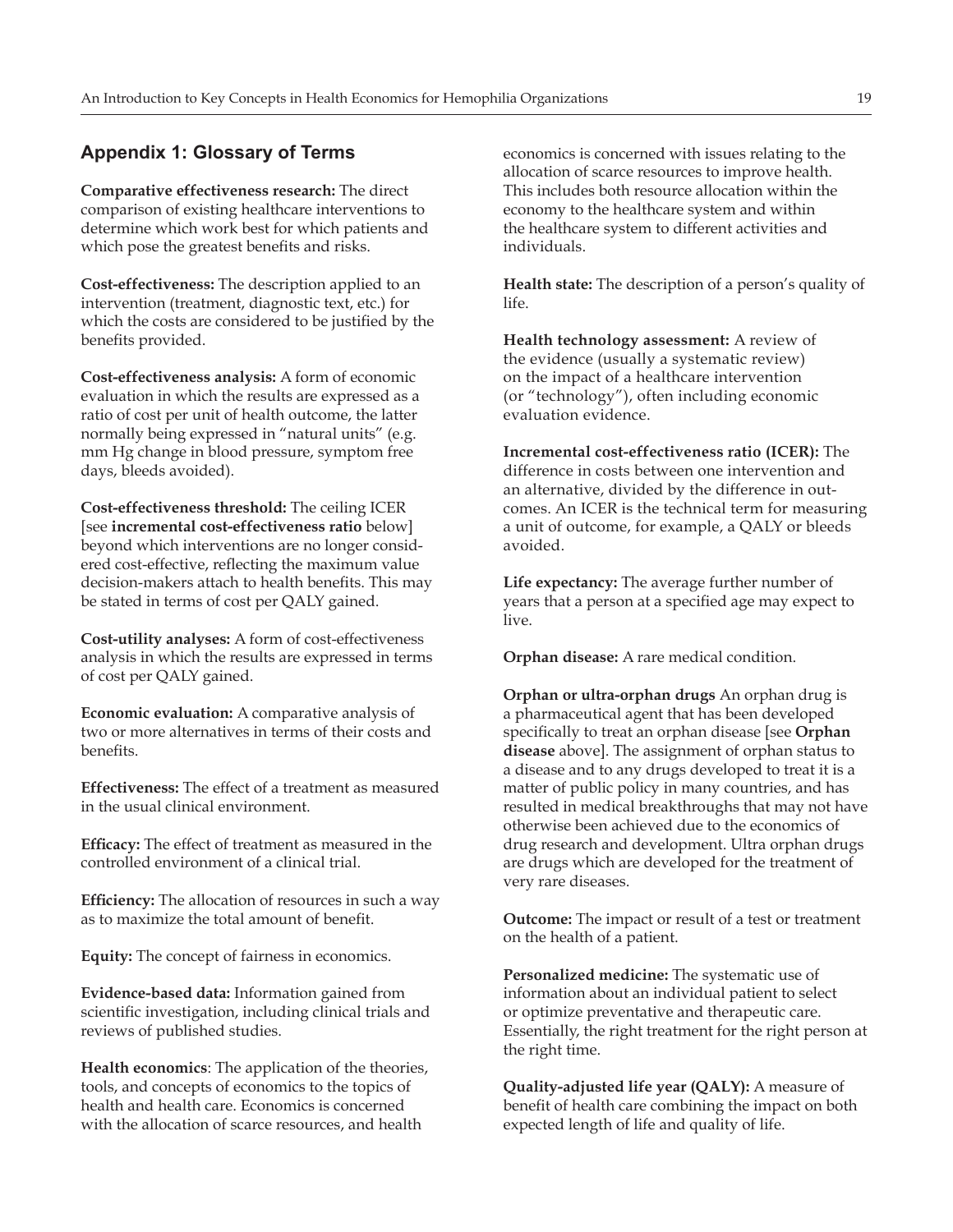## Appendix 1: Glossary of Terms

**Comparative effectiveness research:** The direct comparison of existing healthcare interventions to determine which work best for which patients and which pose the greatest benefits and risks.

**Cost-effectiveness:** The description applied to an intervention (treatment, diagnostic text, etc.) for which the costs are considered to be justified by the benefits provided.

**Cost-effectiveness analysis:** A form of economic evaluation in which the results are expressed as a ratio of cost per unit of health outcome, the latter normally being expressed in "natural units" (e.g. mm Hg change in blood pressure, symptom free days, bleeds avoided).

**Cost-effectiveness threshold:** The ceiling ICER [see **incremental cost-effectiveness ratio** below] beyond which interventions are no longer considered cost-effective, reflecting the maximum value decision-makers attach to health benefits. This may be stated in terms of cost per QALY gained.

**Cost-utility analyses:** A form of cost-effectiveness analysis in which the results are expressed in terms of cost per QALY gained.

**Economic evaluation:** A comparative analysis of two or more alternatives in terms of their costs and benefits.

**Effectiveness:** The effect of a treatment as measured in the usual clinical environment.

**Efficacy:** The effect of treatment as measured in the controlled environment of a clinical trial.

**Efficiency:** The allocation of resources in such a way as to maximize the total amount of benefit.

**Equity:** The concept of fairness in economics.

**Evidence-based data:** Information gained from scientific investigation, including clinical trials and reviews of published studies.

**Health economics**: The application of the theories, tools, and concepts of economics to the topics of health and health care. Economics is concerned with the allocation of scarce resources, and health economics is concerned with issues relating to the allocation of scarce resources to improve health. This includes both resource allocation within the economy to the healthcare system and within the healthcare system to different activities and individuals.

**Health state:** The description of a person's quality of life.

**Health technology assessment:** A review of the evidence (usually a systematic review) on the impact of a healthcare intervention (or "technology"), often including economic evaluation evidence.

**Incremental cost-effectiveness ratio (ICER):** The difference in costs between one intervention and an alternative, divided by the difference in outcomes. An ICER is the technical term for measuring a unit of outcome, for example, a QALY or bleeds avoided.

**Life expectancy:** The average further number of years that a person at a specified age may expect to live.

**Orphan disease:** A rare medical condition.

**Orphan or ultra-orphan drugs** An orphan drug is a pharmaceutical agent that has been developed specifically to treat an orphan disease [see **Orphan disease** above]. The assignment of orphan status to a disease and to any drugs developed to treat it is a matter of public policy in many countries, and has resulted in medical breakthroughs that may not have otherwise been achieved due to the economics of drug research and development. Ultra orphan drugs are drugs which are developed for the treatment of very rare diseases.

**Outcome:** The impact or result of a test or treatment on the health of a patient.

**Personalized medicine:** The systematic use of information about an individual patient to select or optimize preventative and therapeutic care. Essentially, the right treatment for the right person at the right time.

**Quality-adjusted life year (QALY):** A measure of benefit of health care combining the impact on both expected length of life and quality of life.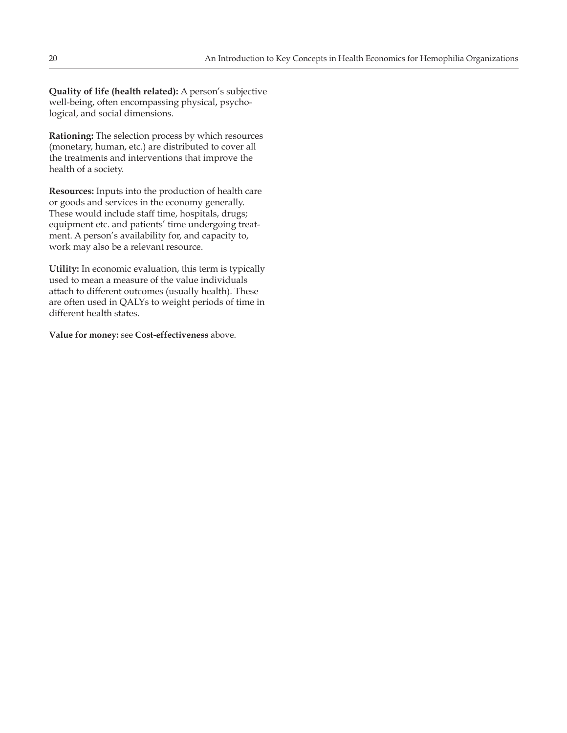**Quality of life (health related):** A person's subjective well-being, often encompassing physical, psychological, and social dimensions.

**Rationing:** The selection process by which resources (monetary, human, etc.) are distributed to cover all the treatments and interventions that improve the health of a society.

**Resources:** Inputs into the production of health care or goods and services in the economy generally. These would include staff time, hospitals, drugs; equipment etc. and patients' time undergoing treatment. A person's availability for, and capacity to, work may also be a relevant resource.

**Utility:** In economic evaluation, this term is typically used to mean a measure of the value individuals attach to different outcomes (usually health). These are often used in QALYs to weight periods of time in different health states.

**Value for money:** see **Cost-effectiveness** above.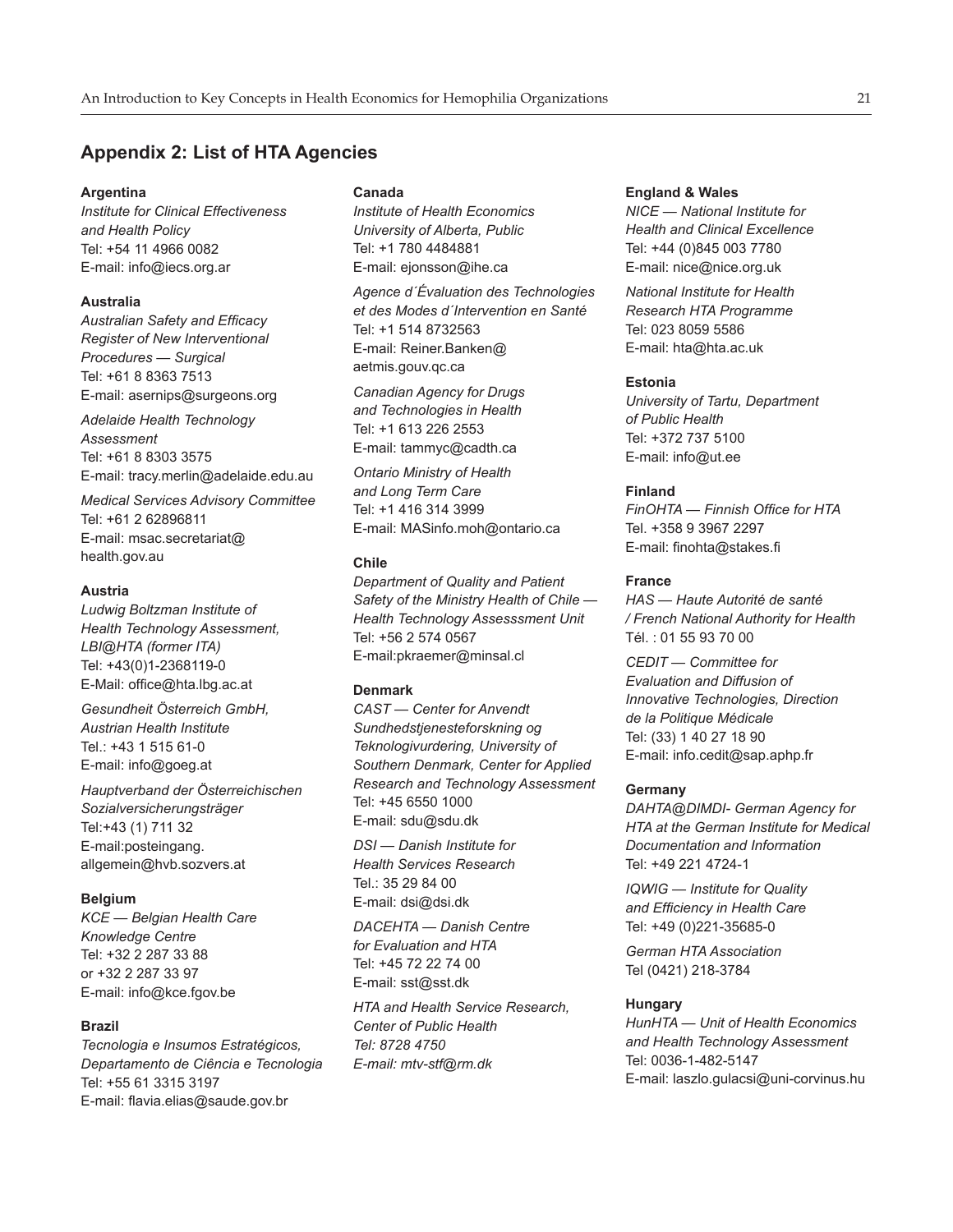## Appendix 2: List of HTA Agencies

**Argentina**

*Institute for Clinical Effectiveness and Health Policy*
Tel: +54 11 4966 0082
E-mail: info@iecs.org.ar

**Australia**

*Australian Safety and Efficacy Register of New Interventional Procedures — Surgical*
Tel: +61 8 8363 7513
E-mail: asernips@surgeons.org

*Adelaide Health Technology Assessment*
Tel: +61 8 8303 3575
E-mail: tracy.merlin@adelaide.edu.au

*Medical Services Advisory Committee*
Tel: +61 2 62896811
E-mail: msac.secretariat@health.gov.au

**Austria**

*Ludwig Boltzman Institute of Health Technology Assessment, LBI@HTA (former ITA)*
Tel: +43(0)1-2368119-0
E-Mail: office@hta.lbg.ac.at

*Gesundheit Österreich GmbH, Austrian Health Institute*
Tel.: +43 1 515 61-0
E-mail: info@goeg.at

*Hauptverband der Österreichischen Sozialversicherungsträger*
Tel:+43 (1) 711 32
E-mail:posteingang.allgemein@hvb.sozvers.at

**Belgium**

*KCE — Belgian Health Care Knowledge Centre*
Tel: +32 2 287 33 88
or +32 2 287 33 97
E-mail: info@kce.fgov.be

**Brazil**

*Tecnologia e Insumos Estratégicos, Departamento de Ciência e Tecnologia*
Tel: +55 61 3315 3197
E-mail: flavia.elias@saude.gov.br

**Canada**

*Institute of Health Economics University of Alberta, Public*
Tel: +1 780 4484881
E-mail: ejonsson@ihe.ca

*Agence d´Évaluation des Technologies et des Modes d´Intervention en Santé*
Tel: +1 514 8732563
E-mail: Reiner.Banken@aetmis.gouv.qc.ca

*Canadian Agency for Drugs and Technologies in Health*
Tel: +1 613 226 2553
E-mail: tammyc@cadth.ca

*Ontario Ministry of Health and Long Term Care*
Tel: +1 416 314 3999
E-mail: MASinfo.moh@ontario.ca

**Chile**

*Department of Quality and Patient Safety of the Ministry Health of Chile — Health Technology Assesssment Unit*
Tel: +56 2 574 0567
E-mail:pkraemer@minsal.cl

**Denmark**

*CAST — Center for Anvendt Sundhedstjenesteforskning og Teknologivurdering, University of Southern Denmark, Center for Applied Research and Technology Assessment*
Tel: +45 6550 1000
E-mail: sdu@sdu.dk

*DSI — Danish Institute for Health Services Research*
Tel.: 35 29 84 00
E-mail: dsi@dsi.dk

*DACEHTA — Danish Centre for Evaluation and HTA*
Tel: +45 72 22 74 00
E-mail: sst@sst.dk

*HTA and Health Service Research, Center of Public Health*
*Tel: 8728 4750*
*E-mail: mtv-stf@rm.dk*

**England & Wales**

*NICE — National Institute for Health and Clinical Excellence*
Tel: +44 (0)845 003 7780
E-mail: nice@nice.org.uk

*National Institute for Health Research HTA Programme*
Tel: 023 8059 5586
E-mail: hta@hta.ac.uk

**Estonia**

*University of Tartu, Department of Public Health*
Tel: +372 737 5100
E-mail: info@ut.ee

**Finland**

*FinOHTA — Finnish Office for HTA*
Tel. +358 9 3967 2297
E-mail: finohta@stakes.fi

**France**

*HAS — Haute Autorité de santé / French National Authority for Health*
Tél. : 01 55 93 70 00

*CEDIT — Committee for Evaluation and Diffusion of Innovative Technologies, Direction de la Politique Médicale*
Tel: (33) 1 40 27 18 90
E-mail: info.cedit@sap.aphp.fr

**Germany**

*DAHTA@DIMDI- German Agency for HTA at the German Institute for Medical Documentation and Information*
Tel: +49 221 4724-1

*IQWIG — Institute for Quality and Efficiency in Health Care*
Tel: +49 (0)221-35685-0

*German HTA Association*
Tel (0421) 218-3784

**Hungary**

*HunHTA — Unit of Health Economics and Health Technology Assessment*
Tel: 0036-1-482-5147
E-mail: laszlo.gulacsi@uni-corvinus.hu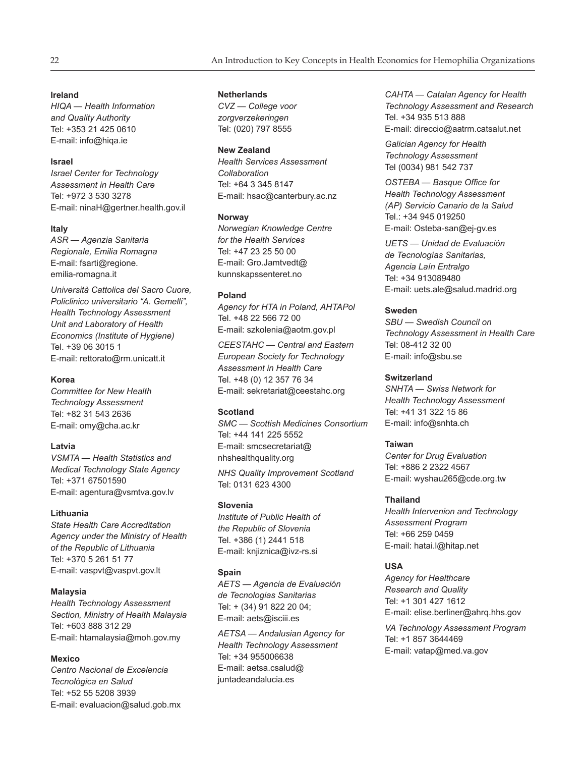**Ireland**
*HIQA — Health Information and Quality Authority*
Tel: +353 21 425 0610
E-mail: info@hiqa.ie

**Israel**
*Israel Center for Technology Assessment in Health Care*
Tel: +972 3 530 3278
E-mail: ninaH@gertner.health.gov.il

**Italy**
*ASR — Agenzia Sanitaria Regionale, Emilia Romagna*
E-mail: fsarti@regione.emilia-romagna.it

*Università Cattolica del Sacro Cuore, Policlinico universitario "A. Gemelli", Health Technology Assessment Unit and Laboratory of Health Economics (Institute of Hygiene)*
Tel. +39 06 3015 1
E-mail: rettorato@rm.unicatt.it

**Korea**
*Committee for New Health Technology Assessment*
Tel: +82 31 543 2636
E-mail: omy@cha.ac.kr

**Latvia**
*VSMTA — Health Statistics and Medical Technology State Agency*
Tel: +371 67501590
E-mail: agentura@vsmtva.gov.lv

**Lithuania**
*State Health Care Accreditation Agency under the Ministry of Health of the Republic of Lithuania*
Tel: +370 5 261 51 77
E-mail: vaspvt@vaspvt.gov.lt

**Malaysia**
*Health Technology Assessment Section, Ministry of Health Malaysia*
Tel: +603 888 312 29
E-mail: htamalaysia@moh.gov.my

**Mexico**
*Centro Nacional de Excelencia Tecnológica en Salud*
Tel: +52 55 5208 3939
E-mail: evaluacion@salud.gob.mx

**Netherlands**
*CVZ — College voor zorgverzekeringen*
Tel: (020) 797 8555

**New Zealand**
*Health Services Assessment Collaboration*
Tel: +64 3 345 8147
E-mail: hsac@canterbury.ac.nz

**Norway**
*Norwegian Knowledge Centre for the Health Services*
Tel: +47 23 25 50 00
E-mail: Gro.Jamtvedt@kunnskapssenteret.no

**Poland**
*Agency for HTA in Poland, AHTAPol*
Tel. +48 22 566 72 00
E-mail: szkolenia@aotm.gov.pl

*CEESTAHC — Central and Eastern European Society for Technology Assessment in Health Care*
Tel. +48 (0) 12 357 76 34
E-mail: sekretariat@ceestahc.org

**Scotland**
*SMC — Scottish Medicines Consortium*
Tel: +44 141 225 5552
E-mail: smcsecretariat@nhshealthquality.org

*NHS Quality Improvement Scotland*
Tel: 0131 623 4300

**Slovenia**
*Institute of Public Health of the Republic of Slovenia*
Tel. +386 (1) 2441 518
E-mail: knjiznica@ivz-rs.si

**Spain**
*AETS — Agencia de Evaluación de Tecnologias Sanitarias*
Tel: + (34) 91 822 20 04;
E-mail: aets@isciii.es

*AETSA — Andalusian Agency for Health Technology Assessment*
Tel: +34 955006638
E-mail: aetsa.csalud@juntadeandalucia.es

*CAHTA — Catalan Agency for Health Technology Assessment and Research*
Tel. +34 935 513 888
E-mail: direccio@aatrm.catsalut.net

*Galician Agency for Health Technology Assessment*
Tel (0034) 981 542 737

*OSTEBA — Basque Office for Health Technology Assessment (AP) Servicio Canario de la Salud*
Tel.: +34 945 019250
E-mail: Osteba-san@ej-gv.es

*UETS — Unidad de Evaluación de Tecnologías Sanitarias, Agencia Laín Entralgo*
Tel: +34 913089480
E-mail: uets.ale@salud.madrid.org

**Sweden**
*SBU — Swedish Council on Technology Assessment in Health Care*
Tel: 08-412 32 00
E-mail: info@sbu.se

**Switzerland**
*SNHTA — Swiss Network for Health Technology Assessment*
Tel: +41 31 322 15 86
E-mail: info@snhta.ch

**Taiwan**
*Center for Drug Evaluation*
Tel: +886 2 2322 4567
E-mail: wyshau265@cde.org.tw

**Thailand**
*Health Intervenion and Technology Assessment Program*
Tel: +66 259 0459
E-mail: hatai.l@hitap.net

**USA**
*Agency for Healthcare Research and Quality*
Tel: +1 301 427 1612
E-mail: elise.berliner@ahrq.hhs.gov

*VA Technology Assessment Program*
Tel: +1 857 3644469
E-mail: vatap@med.va.gov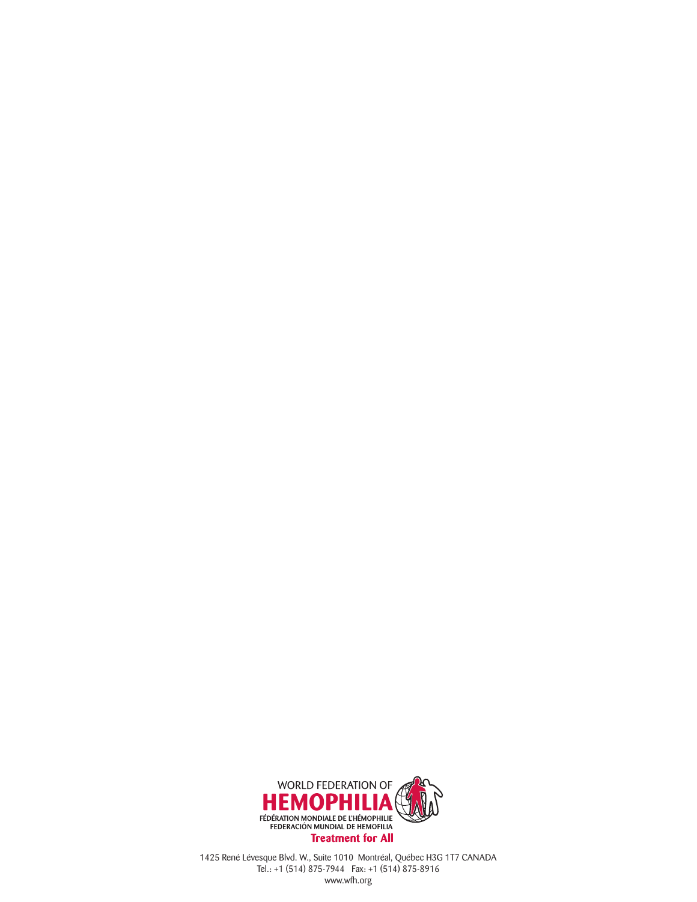WORLD FEDERATION OF
**HEMOPHILIA**
FÉDÉRATION MONDIALE DE L'HÉMOPHILIE
FEDERACIÓN MUNDIAL DE HEMOFILIA
**Treatment for All**

1425 René Lévesque Blvd. W., Suite 1010 Montréal, Québec H3G 1T7 CANADA
Tel.: +1 (514) 875-7944 Fax: +1 (514) 875-8916
www.wfh.org